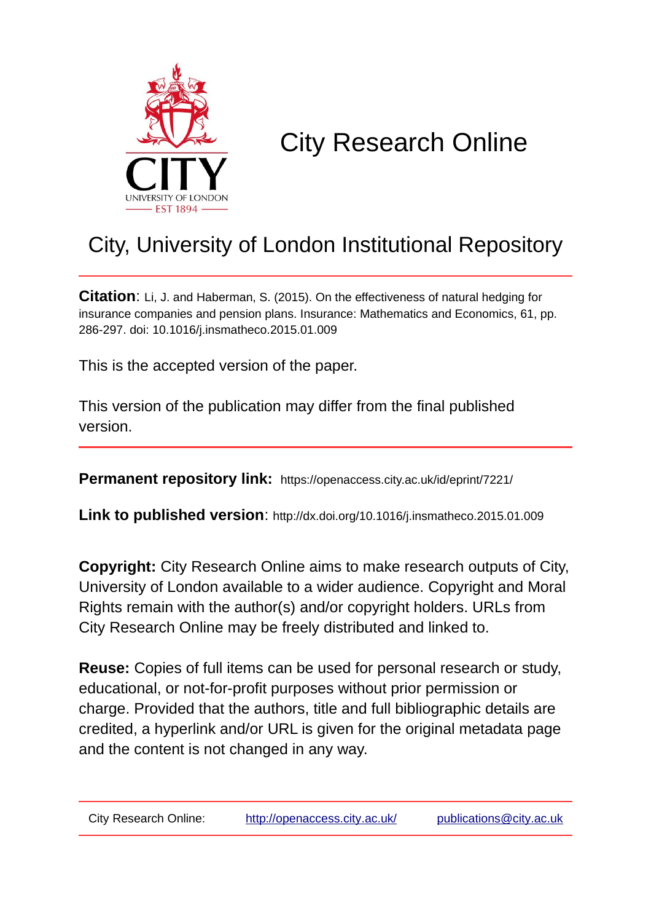# City Research Online

## City, University of London Institutional Repository

**Citation**: Li, J. and Haberman, S. (2015). On the effectiveness of natural hedging for insurance companies and pension plans. Insurance: Mathematics and Economics, 61, pp. 286-297. doi: 10.1016/j.insmatheco.2015.01.009

This is the accepted version of the paper.

This version of the publication may differ from the final published version.

**Permanent repository link:** https://openaccess.city.ac.uk/id/eprint/7221/

**Link to published version**: http://dx.doi.org/10.1016/j.insmatheco.2015.01.009

**Copyright:** City Research Online aims to make research outputs of City, University of London available to a wider audience. Copyright and Moral Rights remain with the author(s) and/or copyright holders. URLs from City Research Online may be freely distributed and linked to.

**Reuse:** Copies of full items can be used for personal research or study, educational, or not-for-profit purposes without prior permission or charge. Provided that the authors, title and full bibliographic details are credited, a hyperlink and/or URL is given for the original metadata page and the content is not changed in any way.

City Research Online: http://openaccess.city.ac.uk/ publications@city.ac.uk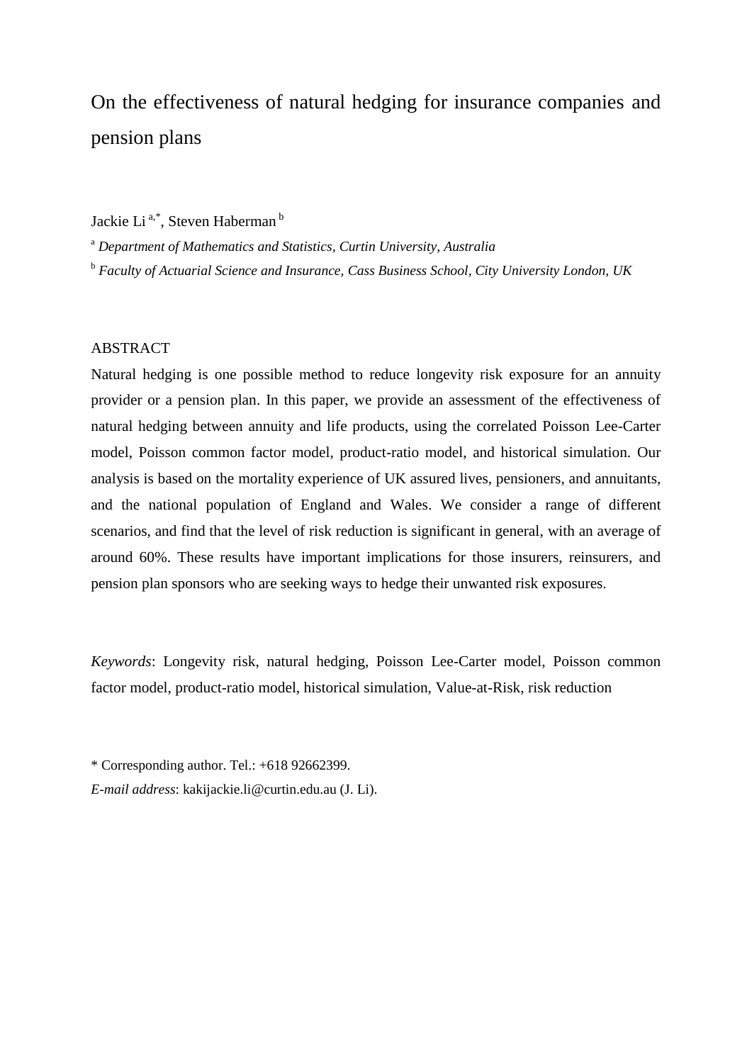# On the effectiveness of natural hedging for insurance companies and pension plans

Jackie Li [a,*], Steven Haberman [b]

[a] *Department of Mathematics and Statistics, Curtin University, Australia*

[b] *Faculty of Actuarial Science and Insurance, Cass Business School, City University London, UK*

## ABSTRACT

Natural hedging is one possible method to reduce longevity risk exposure for an annuity provider or a pension plan. In this paper, we provide an assessment of the effectiveness of natural hedging between annuity and life products, using the correlated Poisson Lee-Carter model, Poisson common factor model, product-ratio model, and historical simulation. Our analysis is based on the mortality experience of UK assured lives, pensioners, and annuitants, and the national population of England and Wales. We consider a range of different scenarios, and find that the level of risk reduction is significant in general, with an average of around 60%. These results have important implications for those insurers, reinsurers, and pension plan sponsors who are seeking ways to hedge their unwanted risk exposures.

*Keywords*: Longevity risk, natural hedging, Poisson Lee-Carter model, Poisson common factor model, product-ratio model, historical simulation, Value-at-Risk, risk reduction

\* Corresponding author. Tel.: +618 92662399.

*E-mail address*: kakijackie.li@curtin.edu.au (J. Li).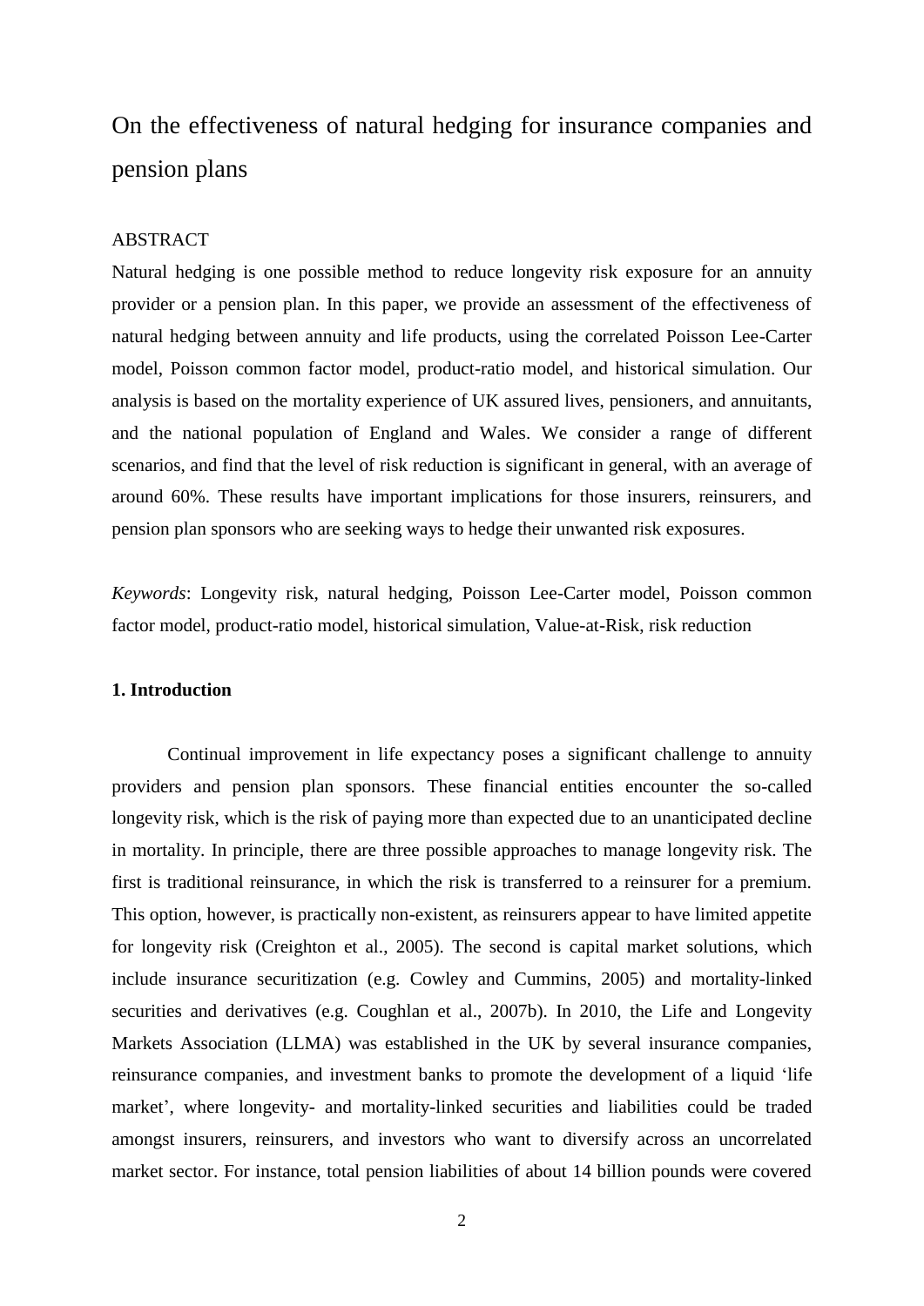# On the effectiveness of natural hedging for insurance companies and pension plans

## ABSTRACT

Natural hedging is one possible method to reduce longevity risk exposure for an annuity provider or a pension plan. In this paper, we provide an assessment of the effectiveness of natural hedging between annuity and life products, using the correlated Poisson Lee-Carter model, Poisson common factor model, product-ratio model, and historical simulation. Our analysis is based on the mortality experience of UK assured lives, pensioners, and annuitants, and the national population of England and Wales. We consider a range of different scenarios, and find that the level of risk reduction is significant in general, with an average of around 60%. These results have important implications for those insurers, reinsurers, and pension plan sponsors who are seeking ways to hedge their unwanted risk exposures.

*Keywords*: Longevity risk, natural hedging, Poisson Lee-Carter model, Poisson common factor model, product-ratio model, historical simulation, Value-at-Risk, risk reduction

## 1. Introduction

Continual improvement in life expectancy poses a significant challenge to annuity providers and pension plan sponsors. These financial entities encounter the so-called longevity risk, which is the risk of paying more than expected due to an unanticipated decline in mortality. In principle, there are three possible approaches to manage longevity risk. The first is traditional reinsurance, in which the risk is transferred to a reinsurer for a premium. This option, however, is practically non-existent, as reinsurers appear to have limited appetite for longevity risk (Creighton et al., 2005). The second is capital market solutions, which include insurance securitization (e.g. Cowley and Cummins, 2005) and mortality-linked securities and derivatives (e.g. Coughlan et al., 2007b). In 2010, the Life and Longevity Markets Association (LLMA) was established in the UK by several insurance companies, reinsurance companies, and investment banks to promote the development of a liquid 'life market', where longevity- and mortality-linked securities and liabilities could be traded amongst insurers, reinsurers, and investors who want to diversify across an uncorrelated market sector. For instance, total pension liabilities of about 14 billion pounds were covered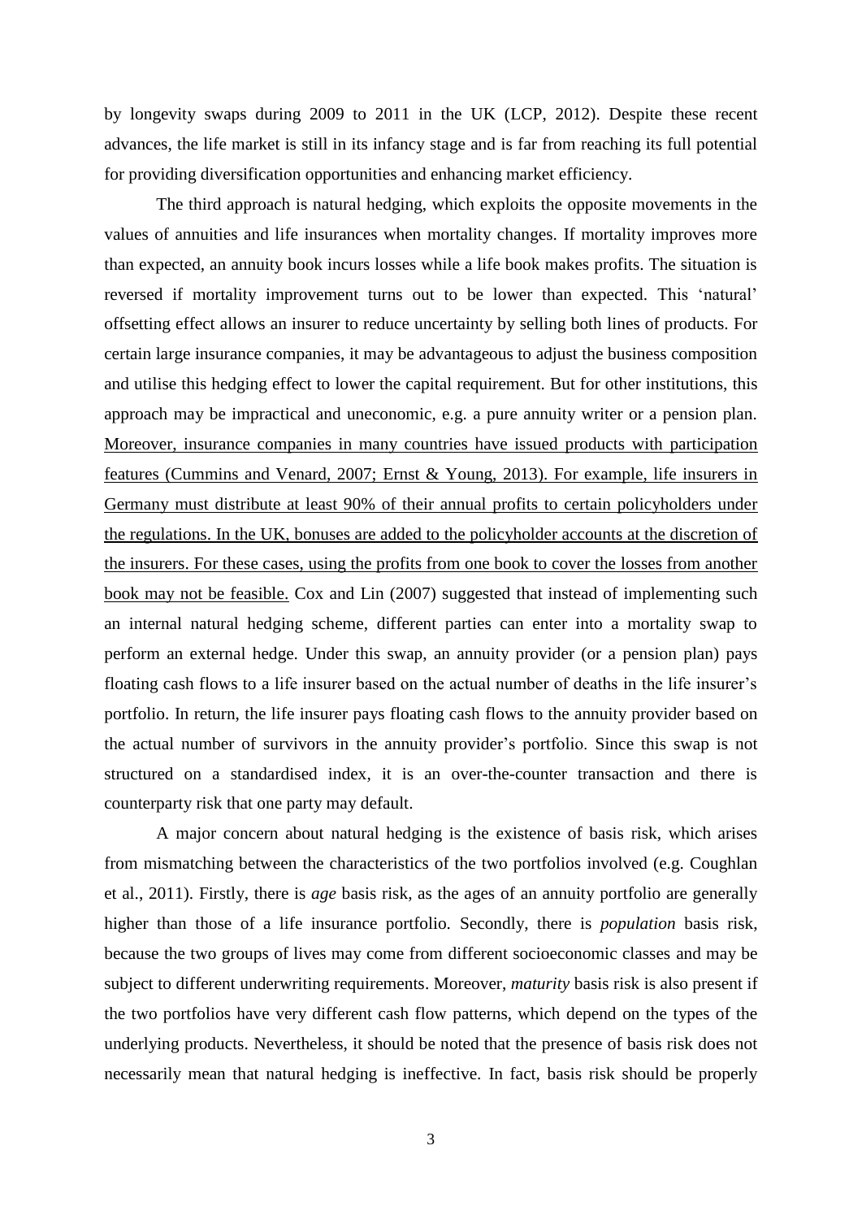by longevity swaps during 2009 to 2011 in the UK (LCP, 2012). Despite these recent advances, the life market is still in its infancy stage and is far from reaching its full potential for providing diversification opportunities and enhancing market efficiency.

The third approach is natural hedging, which exploits the opposite movements in the values of annuities and life insurances when mortality changes. If mortality improves more than expected, an annuity book incurs losses while a life book makes profits. The situation is reversed if mortality improvement turns out to be lower than expected. This 'natural' offsetting effect allows an insurer to reduce uncertainty by selling both lines of products. For certain large insurance companies, it may be advantageous to adjust the business composition and utilise this hedging effect to lower the capital requirement. But for other institutions, this approach may be impractical and uneconomic, e.g. a pure annuity writer or a pension plan. <u>Moreover, insurance companies in many countries have issued products with participation features (Cummins and Venard, 2007; Ernst & Young, 2013). For example, life insurers in Germany must distribute at least 90% of their annual profits to certain policyholders under the regulations. In the UK, bonuses are added to the policyholder accounts at the discretion of the insurers. For these cases, using the profits from one book to cover the losses from another book may not be feasible.</u> Cox and Lin (2007) suggested that instead of implementing such an internal natural hedging scheme, different parties can enter into a mortality swap to perform an external hedge. Under this swap, an annuity provider (or a pension plan) pays floating cash flows to a life insurer based on the actual number of deaths in the life insurer's portfolio. In return, the life insurer pays floating cash flows to the annuity provider based on the actual number of survivors in the annuity provider's portfolio. Since this swap is not structured on a standardised index, it is an over-the-counter transaction and there is counterparty risk that one party may default.

A major concern about natural hedging is the existence of basis risk, which arises from mismatching between the characteristics of the two portfolios involved (e.g. Coughlan et al., 2011). Firstly, there is *age* basis risk, as the ages of an annuity portfolio are generally higher than those of a life insurance portfolio. Secondly, there is *population* basis risk, because the two groups of lives may come from different socioeconomic classes and may be subject to different underwriting requirements. Moreover, *maturity* basis risk is also present if the two portfolios have very different cash flow patterns, which depend on the types of the underlying products. Nevertheless, it should be noted that the presence of basis risk does not necessarily mean that natural hedging is ineffective. In fact, basis risk should be properly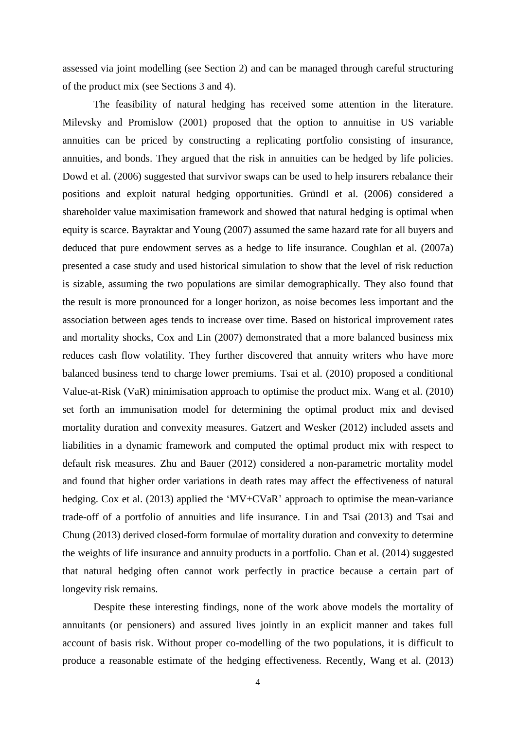assessed via joint modelling (see Section 2) and can be managed through careful structuring of the product mix (see Sections 3 and 4).

The feasibility of natural hedging has received some attention in the literature. Milevsky and Promislow (2001) proposed that the option to annuitise in US variable annuities can be priced by constructing a replicating portfolio consisting of insurance, annuities, and bonds. They argued that the risk in annuities can be hedged by life policies. Dowd et al. (2006) suggested that survivor swaps can be used to help insurers rebalance their positions and exploit natural hedging opportunities. Gründl et al. (2006) considered a shareholder value maximisation framework and showed that natural hedging is optimal when equity is scarce. Bayraktar and Young (2007) assumed the same hazard rate for all buyers and deduced that pure endowment serves as a hedge to life insurance. Coughlan et al. (2007a) presented a case study and used historical simulation to show that the level of risk reduction is sizable, assuming the two populations are similar demographically. They also found that the result is more pronounced for a longer horizon, as noise becomes less important and the association between ages tends to increase over time. Based on historical improvement rates and mortality shocks, Cox and Lin (2007) demonstrated that a more balanced business mix reduces cash flow volatility. They further discovered that annuity writers who have more balanced business tend to charge lower premiums. Tsai et al. (2010) proposed a conditional Value-at-Risk (VaR) minimisation approach to optimise the product mix. Wang et al. (2010) set forth an immunisation model for determining the optimal product mix and devised mortality duration and convexity measures. Gatzert and Wesker (2012) included assets and liabilities in a dynamic framework and computed the optimal product mix with respect to default risk measures. Zhu and Bauer (2012) considered a non-parametric mortality model and found that higher order variations in death rates may affect the effectiveness of natural hedging. Cox et al. (2013) applied the 'MV+CVaR' approach to optimise the mean-variance trade-off of a portfolio of annuities and life insurance. Lin and Tsai (2013) and Tsai and Chung (2013) derived closed-form formulae of mortality duration and convexity to determine the weights of life insurance and annuity products in a portfolio. Chan et al. (2014) suggested that natural hedging often cannot work perfectly in practice because a certain part of longevity risk remains.

Despite these interesting findings, none of the work above models the mortality of annuitants (or pensioners) and assured lives jointly in an explicit manner and takes full account of basis risk. Without proper co-modelling of the two populations, it is difficult to produce a reasonable estimate of the hedging effectiveness. Recently, Wang et al. (2013)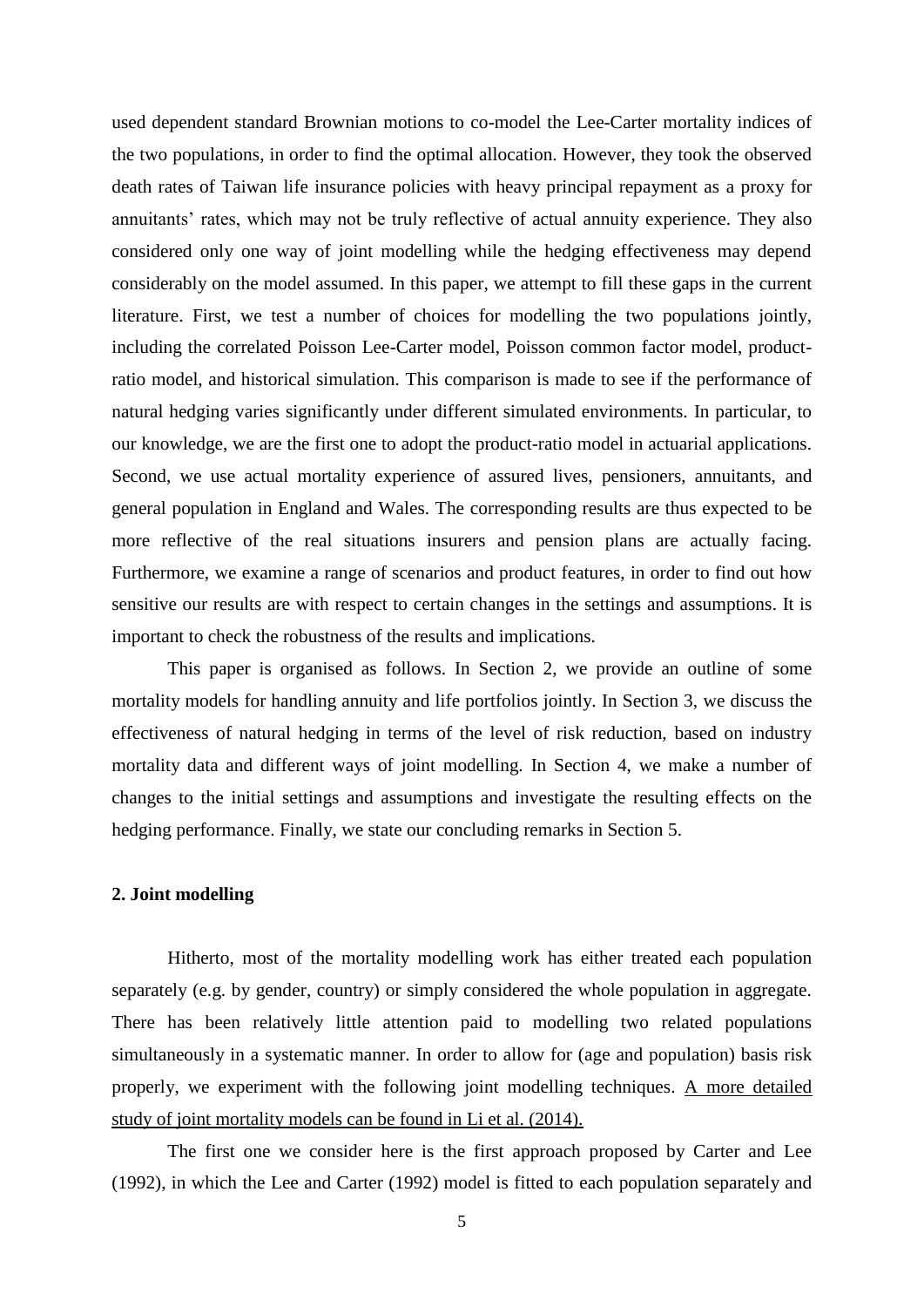used dependent standard Brownian motions to co-model the Lee-Carter mortality indices of the two populations, in order to find the optimal allocation. However, they took the observed death rates of Taiwan life insurance policies with heavy principal repayment as a proxy for annuitants' rates, which may not be truly reflective of actual annuity experience. They also considered only one way of joint modelling while the hedging effectiveness may depend considerably on the model assumed. In this paper, we attempt to fill these gaps in the current literature. First, we test a number of choices for modelling the two populations jointly, including the correlated Poisson Lee-Carter model, Poisson common factor model, product-ratio model, and historical simulation. This comparison is made to see if the performance of natural hedging varies significantly under different simulated environments. In particular, to our knowledge, we are the first one to adopt the product-ratio model in actuarial applications. Second, we use actual mortality experience of assured lives, pensioners, annuitants, and general population in England and Wales. The corresponding results are thus expected to be more reflective of the real situations insurers and pension plans are actually facing. Furthermore, we examine a range of scenarios and product features, in order to find out how sensitive our results are with respect to certain changes in the settings and assumptions. It is important to check the robustness of the results and implications.

This paper is organised as follows. In Section 2, we provide an outline of some mortality models for handling annuity and life portfolios jointly. In Section 3, we discuss the effectiveness of natural hedging in terms of the level of risk reduction, based on industry mortality data and different ways of joint modelling. In Section 4, we make a number of changes to the initial settings and assumptions and investigate the resulting effects on the hedging performance. Finally, we state our concluding remarks in Section 5.

## 2. Joint modelling

Hitherto, most of the mortality modelling work has either treated each population separately (e.g. by gender, country) or simply considered the whole population in aggregate. There has been relatively little attention paid to modelling two related populations simultaneously in a systematic manner. In order to allow for (age and population) basis risk properly, we experiment with the following joint modelling techniques. A more detailed study of joint mortality models can be found in Li et al. (2014).

The first one we consider here is the first approach proposed by Carter and Lee (1992), in which the Lee and Carter (1992) model is fitted to each population separately and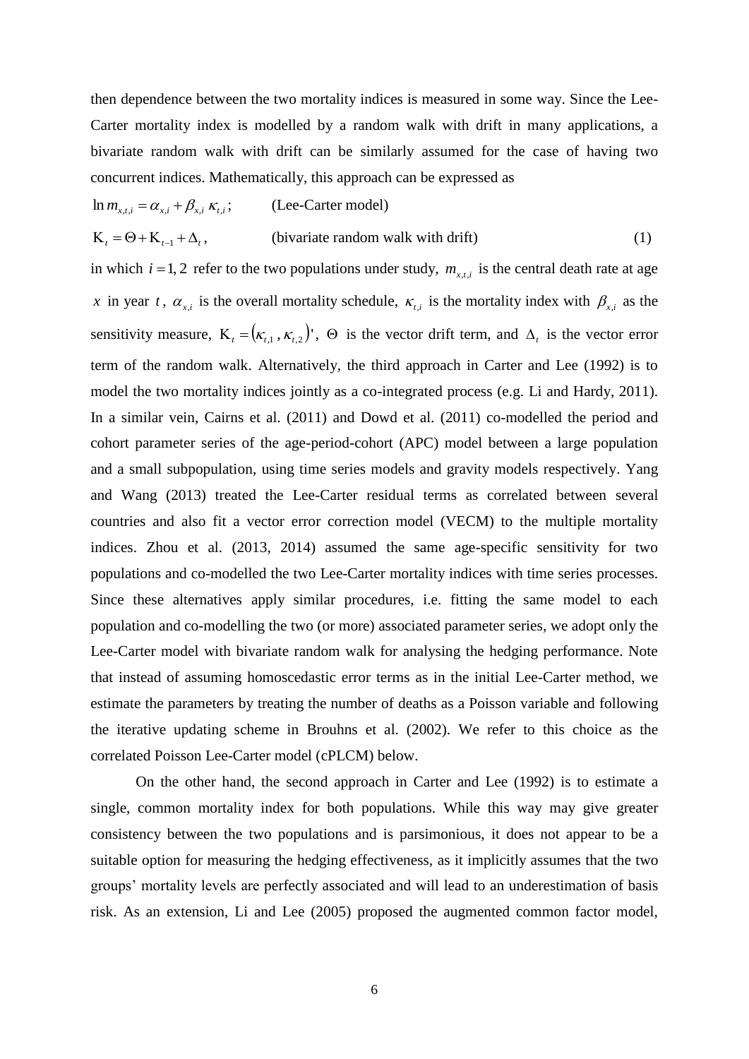then dependence between the two mortality indices is measured in some way. Since the Lee-Carter mortality index is modelled by a random walk with drift in many applications, a bivariate random walk with drift can be similarly assumed for the case of having two concurrent indices. Mathematically, this approach can be expressed as

$$\ln m_{x,t,i} = \alpha_{x,i} + \beta_{x,i}\,\kappa_{t,i}\,; \qquad \text{(Lee-Carter model)}$$

$$\mathrm{K}_t = \Theta + \mathrm{K}_{t-1} + \Delta_t\,, \qquad \text{(bivariate random walk with drift)} \qquad (1)$$

in which $i = 1, 2$ refer to the two populations under study, $m_{x,t,i}$ is the central death rate at age $x$ in year $t$, $\alpha_{x,i}$ is the overall mortality schedule, $\kappa_{t,i}$ is the mortality index with $\beta_{x,i}$ as the sensitivity measure, $\mathrm{K}_t = (\kappa_{t,1}, \kappa_{t,2})'$, $\Theta$ is the vector drift term, and $\Delta_t$ is the vector error term of the random walk. Alternatively, the third approach in Carter and Lee (1992) is to model the two mortality indices jointly as a co-integrated process (e.g. Li and Hardy, 2011). In a similar vein, Cairns et al. (2011) and Dowd et al. (2011) co-modelled the period and cohort parameter series of the age-period-cohort (APC) model between a large population and a small subpopulation, using time series models and gravity models respectively. Yang and Wang (2013) treated the Lee-Carter residual terms as correlated between several countries and also fit a vector error correction model (VECM) to the multiple mortality indices. Zhou et al. (2013, 2014) assumed the same age-specific sensitivity for two populations and co-modelled the two Lee-Carter mortality indices with time series processes. Since these alternatives apply similar procedures, i.e. fitting the same model to each population and co-modelling the two (or more) associated parameter series, we adopt only the Lee-Carter model with bivariate random walk for analysing the hedging performance. Note that instead of assuming homoscedastic error terms as in the initial Lee-Carter method, we estimate the parameters by treating the number of deaths as a Poisson variable and following the iterative updating scheme in Brouhns et al. (2002). We refer to this choice as the correlated Poisson Lee-Carter model (cPLCM) below.

On the other hand, the second approach in Carter and Lee (1992) is to estimate a single, common mortality index for both populations. While this way may give greater consistency between the two populations and is parsimonious, it does not appear to be a suitable option for measuring the hedging effectiveness, as it implicitly assumes that the two groups' mortality levels are perfectly associated and will lead to an underestimation of basis risk. As an extension, Li and Lee (2005) proposed the augmented common factor model,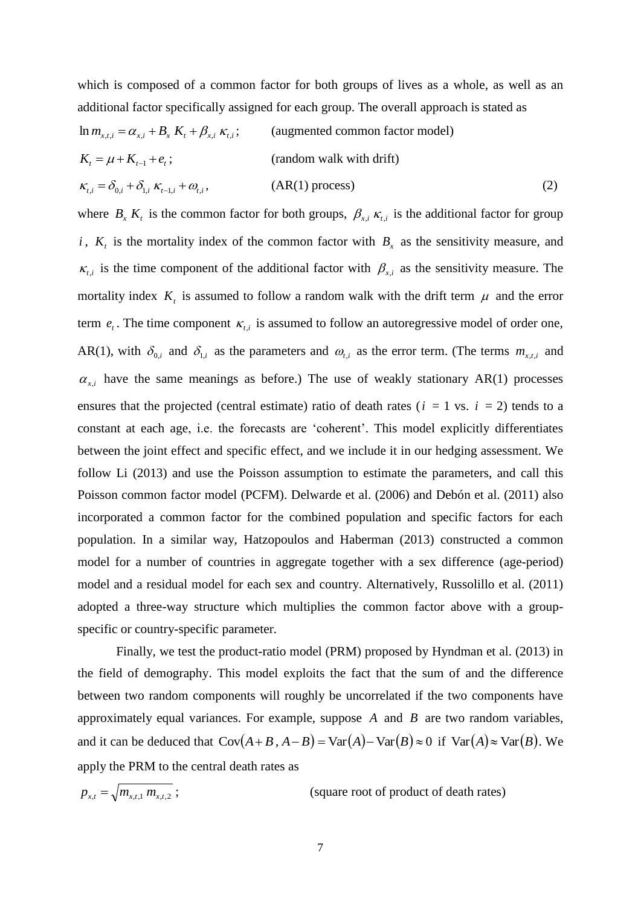which is composed of a common factor for both groups of lives as a whole, as well as an additional factor specifically assigned for each group. The overall approach is stated as

$$\ln m_{x,t,i} = \alpha_{x,i} + B_x \, K_t + \beta_{x,i} \, \kappa_{t,i}; \qquad \text{(augmented common factor model)}$$

$$K_t = \mu + K_{t-1} + e_t; \qquad \text{(random walk with drift)}$$

$$\kappa_{t,i} = \delta_{0,i} + \delta_{1,i} \, \kappa_{t-1,i} + \omega_{t,i}, \qquad \text{(AR(1) process)} \tag{2}$$

where $B_x K_t$ is the common factor for both groups, $\beta_{x,i} \kappa_{t,i}$ is the additional factor for group $i$, $K_t$ is the mortality index of the common factor with $B_x$ as the sensitivity measure, and $\kappa_{t,i}$ is the time component of the additional factor with $\beta_{x,i}$ as the sensitivity measure. The mortality index $K_t$ is assumed to follow a random walk with the drift term $\mu$ and the error term $e_t$. The time component $\kappa_{t,i}$ is assumed to follow an autoregressive model of order one, AR(1), with $\delta_{0,i}$ and $\delta_{1,i}$ as the parameters and $\omega_{t,i}$ as the error term. (The terms $m_{x,t,i}$ and $\alpha_{x,i}$ have the same meanings as before.) The use of weakly stationary AR(1) processes ensures that the projected (central estimate) ratio of death rates ($i$ = 1 vs. $i$ = 2) tends to a constant at each age, i.e. the forecasts are 'coherent'. This model explicitly differentiates between the joint effect and specific effect, and we include it in our hedging assessment. We follow Li (2013) and use the Poisson assumption to estimate the parameters, and call this Poisson common factor model (PCFM). Delwarde et al. (2006) and Debón et al. (2011) also incorporated a common factor for the combined population and specific factors for each population. In a similar way, Hatzopoulos and Haberman (2013) constructed a common model for a number of countries in aggregate together with a sex difference (age-period) model and a residual model for each sex and country. Alternatively, Russolillo et al. (2011) adopted a three-way structure which multiplies the common factor above with a group-specific or country-specific parameter.

Finally, we test the product-ratio model (PRM) proposed by Hyndman et al. (2013) in the field of demography. This model exploits the fact that the sum of and the difference between two random components will roughly be uncorrelated if the two components have approximately equal variances. For example, suppose $A$ and $B$ are two random variables, and it can be deduced that $\mathrm{Cov}(A+B\,,A-B) = \mathrm{Var}(A) - \mathrm{Var}(B) \approx 0$ if $\mathrm{Var}(A) \approx \mathrm{Var}(B)$. We apply the PRM to the central death rates as

$$p_{x,t} = \sqrt{m_{x,t,1} \, m_{x,t,2}}\,; \qquad \text{(square root of product of death rates)}$$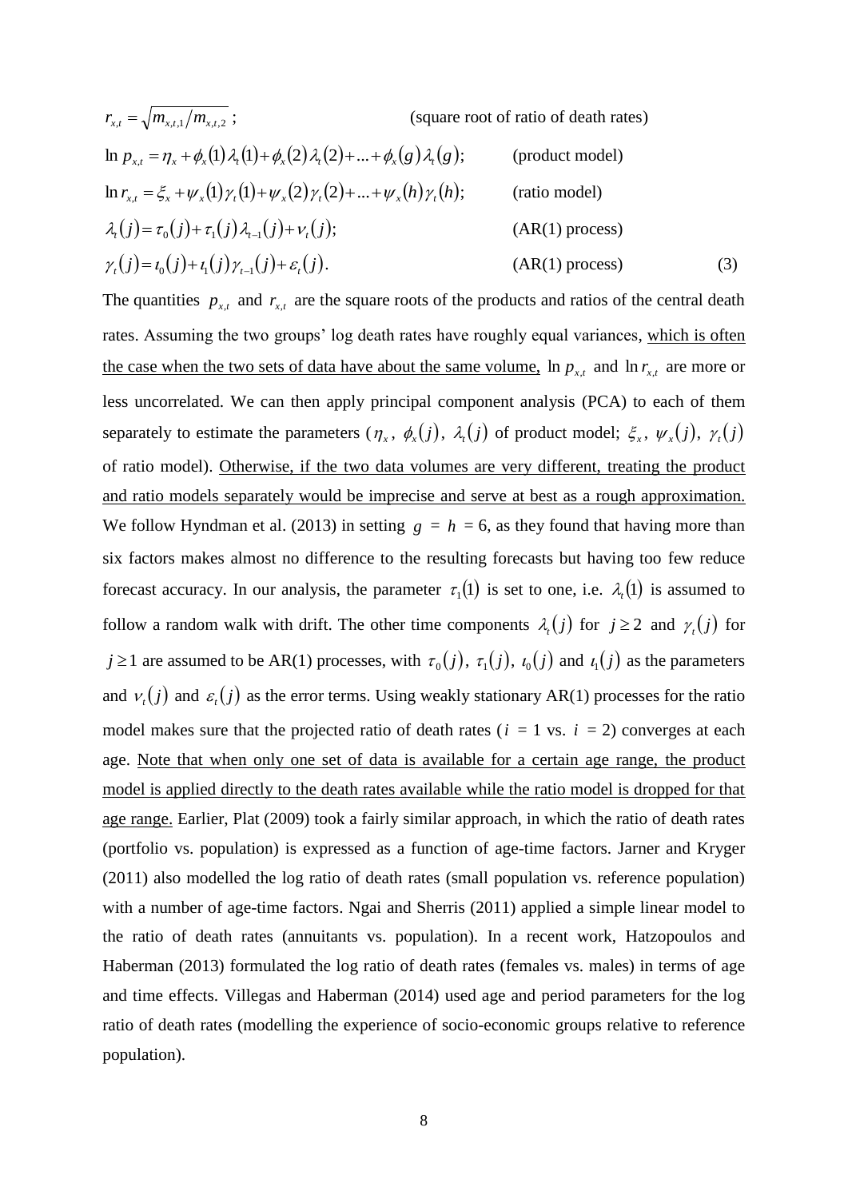$$
\begin{aligned}
& r_{x,t} = \sqrt{m_{x,t,1}/m_{x,t,2}}\,; && \text{(square root of ratio of death rates)} \\
& \ln p_{x,t} = \eta_x + \phi_x(1)\lambda_t(1) + \phi_x(2)\lambda_t(2) + \ldots + \phi_x(g)\lambda_t(g); && \text{(product model)} \\
& \ln r_{x,t} = \xi_x + \psi_x(1)\gamma_t(1) + \psi_x(2)\gamma_t(2) + \ldots + \psi_x(h)\gamma_t(h); && \text{(ratio model)} \\
& \lambda_t(j) = \tau_0(j) + \tau_1(j)\lambda_{t-1}(j) + \nu_t(j); && \text{(AR(1) process)} \\
& \gamma_t(j) = \iota_0(j) + \iota_1(j)\gamma_{t-1}(j) + \varepsilon_t(j). && \text{(AR(1) process)} \qquad (3)
\end{aligned}
$$

The quantities $p_{x,t}$ and $r_{x,t}$ are the square roots of the products and ratios of the central death rates. Assuming the two groups' log death rates have roughly equal variances, <u>which is often the case when the two sets of data have about the same volume,</u> $\ln p_{x,t}$ and $\ln r_{x,t}$ are more or less uncorrelated. We can then apply principal component analysis (PCA) to each of them separately to estimate the parameters ($\eta_x$, $\phi_x(j)$, $\lambda_t(j)$ of product model; $\xi_x$, $\psi_x(j)$, $\gamma_t(j)$ of ratio model). <u>Otherwise, if the two data volumes are very different, treating the product and ratio models separately would be imprecise and serve at best as a rough approximation.</u> We follow Hyndman et al. (2013) in setting $g = h = 6$, as they found that having more than six factors makes almost no difference to the resulting forecasts but having too few reduce forecast accuracy. In our analysis, the parameter $\tau_1(1)$ is set to one, i.e. $\lambda_t(1)$ is assumed to follow a random walk with drift. The other time components $\lambda_t(j)$ for $j \geq 2$ and $\gamma_t(j)$ for $j \geq 1$ are assumed to be AR(1) processes, with $\tau_0(j)$, $\tau_1(j)$, $\iota_0(j)$ and $\iota_1(j)$ as the parameters and $\nu_t(j)$ and $\varepsilon_t(j)$ as the error terms. Using weakly stationary AR(1) processes for the ratio model makes sure that the projected ratio of death rates ($i = 1$ vs. $i = 2$) converges at each age. <u>Note that when only one set of data is available for a certain age range, the product model is applied directly to the death rates available while the ratio model is dropped for that age range.</u> Earlier, Plat (2009) took a fairly similar approach, in which the ratio of death rates (portfolio vs. population) is expressed as a function of age-time factors. Jarner and Kryger (2011) also modelled the log ratio of death rates (small population vs. reference population) with a number of age-time factors. Ngai and Sherris (2011) applied a simple linear model to the ratio of death rates (annuitants vs. population). In a recent work, Hatzopoulos and Haberman (2013) formulated the log ratio of death rates (females vs. males) in terms of age and time effects. Villegas and Haberman (2014) used age and period parameters for the log ratio of death rates (modelling the experience of socio-economic groups relative to reference population).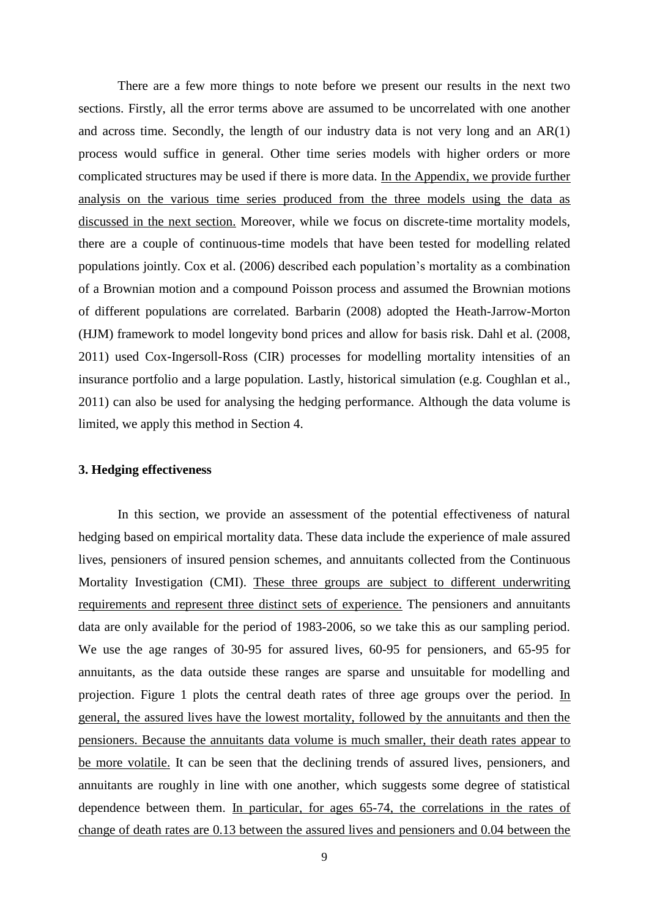There are a few more things to note before we present our results in the next two sections. Firstly, all the error terms above are assumed to be uncorrelated with one another and across time. Secondly, the length of our industry data is not very long and an AR(1) process would suffice in general. Other time series models with higher orders or more complicated structures may be used if there is more data. In the Appendix, we provide further analysis on the various time series produced from the three models using the data as discussed in the next section. Moreover, while we focus on discrete-time mortality models, there are a couple of continuous-time models that have been tested for modelling related populations jointly. Cox et al. (2006) described each population's mortality as a combination of a Brownian motion and a compound Poisson process and assumed the Brownian motions of different populations are correlated. Barbarin (2008) adopted the Heath-Jarrow-Morton (HJM) framework to model longevity bond prices and allow for basis risk. Dahl et al. (2008, 2011) used Cox-Ingersoll-Ross (CIR) processes for modelling mortality intensities of an insurance portfolio and a large population. Lastly, historical simulation (e.g. Coughlan et al., 2011) can also be used for analysing the hedging performance. Although the data volume is limited, we apply this method in Section 4.

### 3. Hedging effectiveness

In this section, we provide an assessment of the potential effectiveness of natural hedging based on empirical mortality data. These data include the experience of male assured lives, pensioners of insured pension schemes, and annuitants collected from the Continuous Mortality Investigation (CMI). These three groups are subject to different underwriting requirements and represent three distinct sets of experience. The pensioners and annuitants data are only available for the period of 1983-2006, so we take this as our sampling period. We use the age ranges of 30-95 for assured lives, 60-95 for pensioners, and 65-95 for annuitants, as the data outside these ranges are sparse and unsuitable for modelling and projection. Figure 1 plots the central death rates of three age groups over the period. In general, the assured lives have the lowest mortality, followed by the annuitants and then the pensioners. Because the annuitants data volume is much smaller, their death rates appear to be more volatile. It can be seen that the declining trends of assured lives, pensioners, and annuitants are roughly in line with one another, which suggests some degree of statistical dependence between them. In particular, for ages 65-74, the correlations in the rates of change of death rates are 0.13 between the assured lives and pensioners and 0.04 between the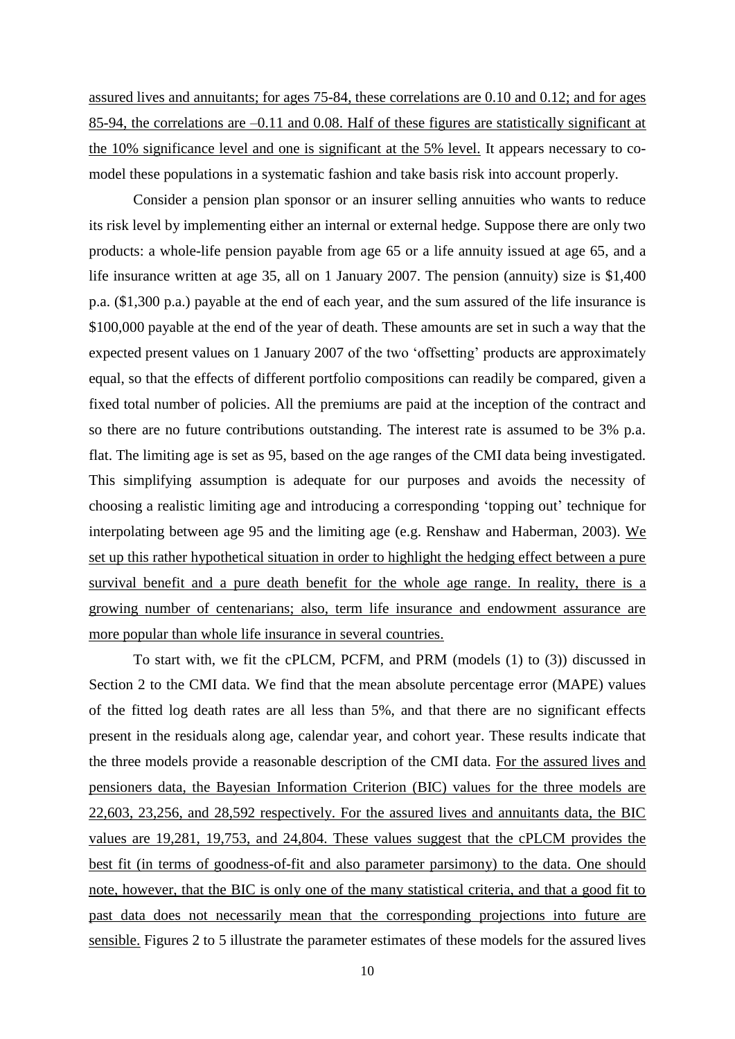assured lives and annuitants; for ages 75-84, these correlations are 0.10 and 0.12; and for ages 85-94, the correlations are –0.11 and 0.08. Half of these figures are statistically significant at the 10% significance level and one is significant at the 5% level. It appears necessary to co-model these populations in a systematic fashion and take basis risk into account properly.

Consider a pension plan sponsor or an insurer selling annuities who wants to reduce its risk level by implementing either an internal or external hedge. Suppose there are only two products: a whole-life pension payable from age 65 or a life annuity issued at age 65, and a life insurance written at age 35, all on 1 January 2007. The pension (annuity) size is \$1,400 p.a. (\$1,300 p.a.) payable at the end of each year, and the sum assured of the life insurance is \$100,000 payable at the end of the year of death. These amounts are set in such a way that the expected present values on 1 January 2007 of the two 'offsetting' products are approximately equal, so that the effects of different portfolio compositions can readily be compared, given a fixed total number of policies. All the premiums are paid at the inception of the contract and so there are no future contributions outstanding. The interest rate is assumed to be 3% p.a. flat. The limiting age is set as 95, based on the age ranges of the CMI data being investigated. This simplifying assumption is adequate for our purposes and avoids the necessity of choosing a realistic limiting age and introducing a corresponding 'topping out' technique for interpolating between age 95 and the limiting age (e.g. Renshaw and Haberman, 2003). We set up this rather hypothetical situation in order to highlight the hedging effect between a pure survival benefit and a pure death benefit for the whole age range. In reality, there is a growing number of centenarians; also, term life insurance and endowment assurance are more popular than whole life insurance in several countries.

To start with, we fit the cPLCM, PCFM, and PRM (models (1) to (3)) discussed in Section 2 to the CMI data. We find that the mean absolute percentage error (MAPE) values of the fitted log death rates are all less than 5%, and that there are no significant effects present in the residuals along age, calendar year, and cohort year. These results indicate that the three models provide a reasonable description of the CMI data. For the assured lives and pensioners data, the Bayesian Information Criterion (BIC) values for the three models are 22,603, 23,256, and 28,592 respectively. For the assured lives and annuitants data, the BIC values are 19,281, 19,753, and 24,804. These values suggest that the cPLCM provides the best fit (in terms of goodness-of-fit and also parameter parsimony) to the data. One should note, however, that the BIC is only one of the many statistical criteria, and that a good fit to past data does not necessarily mean that the corresponding projections into future are sensible. Figures 2 to 5 illustrate the parameter estimates of these models for the assured lives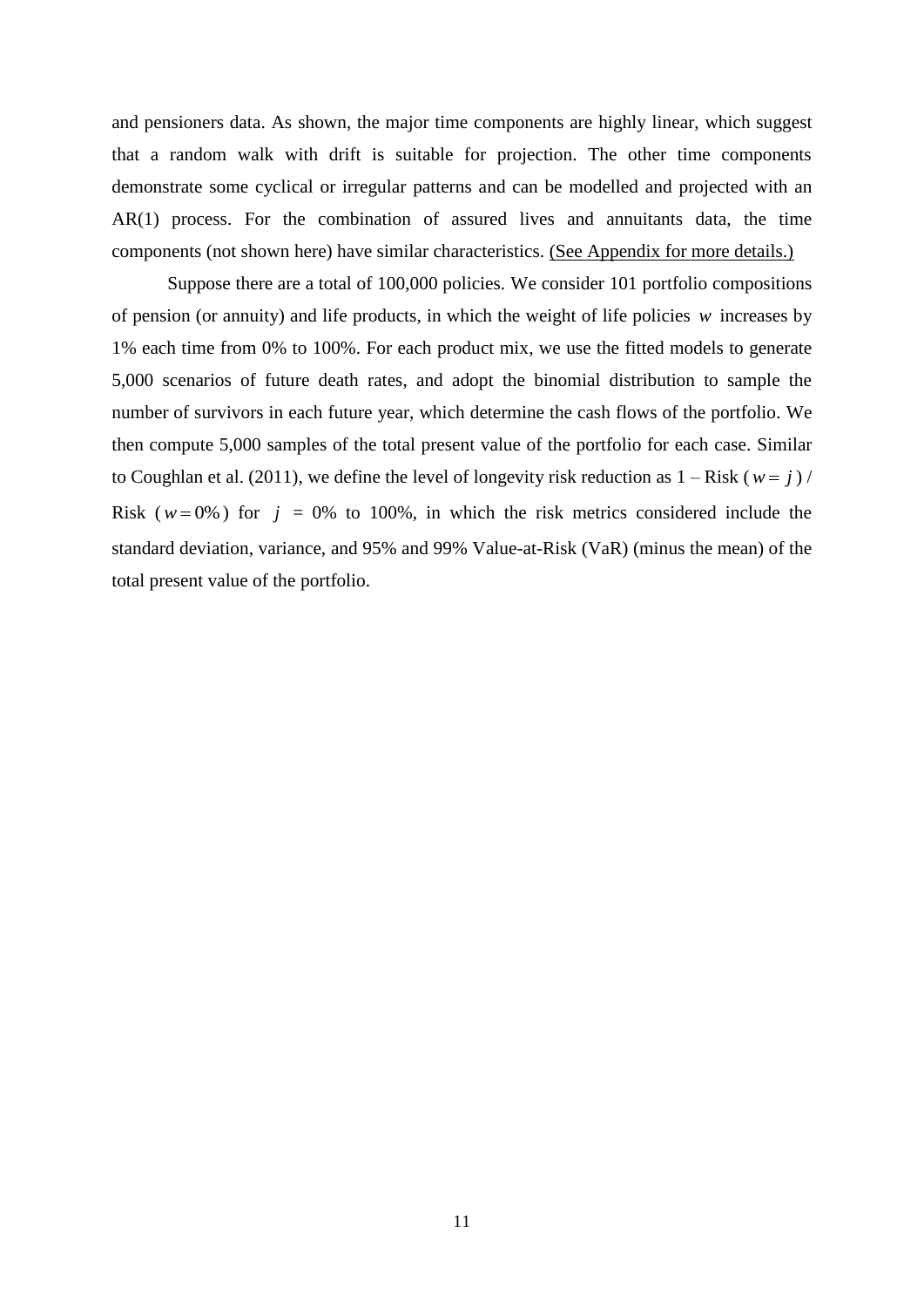and pensioners data. As shown, the major time components are highly linear, which suggest that a random walk with drift is suitable for projection. The other time components demonstrate some cyclical or irregular patterns and can be modelled and projected with an AR(1) process. For the combination of assured lives and annuitants data, the time components (not shown here) have similar characteristics. (See Appendix for more details.)

Suppose there are a total of 100,000 policies. We consider 101 portfolio compositions of pension (or annuity) and life products, in which the weight of life policies $w$ increases by 1% each time from 0% to 100%. For each product mix, we use the fitted models to generate 5,000 scenarios of future death rates, and adopt the binomial distribution to sample the number of survivors in each future year, which determine the cash flows of the portfolio. We then compute 5,000 samples of the total present value of the portfolio for each case. Similar to Coughlan et al. (2011), we define the level of longevity risk reduction as 1 – Risk ( $w = j$ ) / Risk ( $w = 0\%$ ) for $j$ = 0% to 100%, in which the risk metrics considered include the standard deviation, variance, and 95% and 99% Value-at-Risk (VaR) (minus the mean) of the total present value of the portfolio.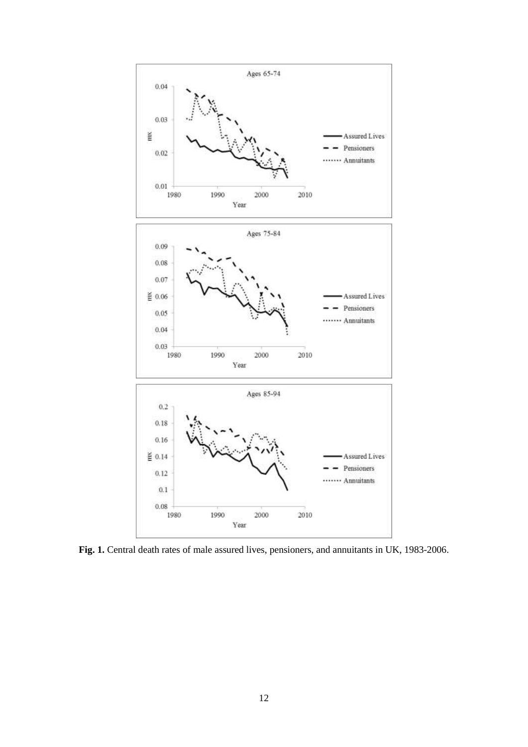**Fig. 1.** Central death rates of male assured lives, pensioners, and annuitants in UK, 1983-2006.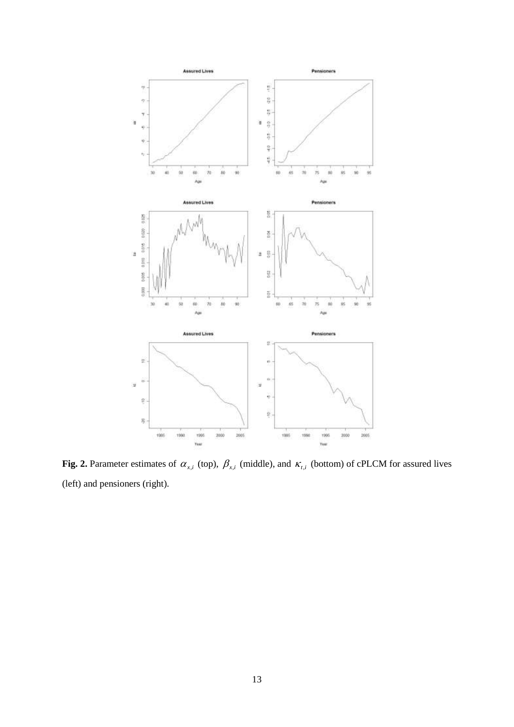**Fig. 2.** Parameter estimates of $\alpha_{x,i}$ (top), $\beta_{x,i}$ (middle), and $\kappa_{t,i}$ (bottom) of cPLCM for assured lives (left) and pensioners (right).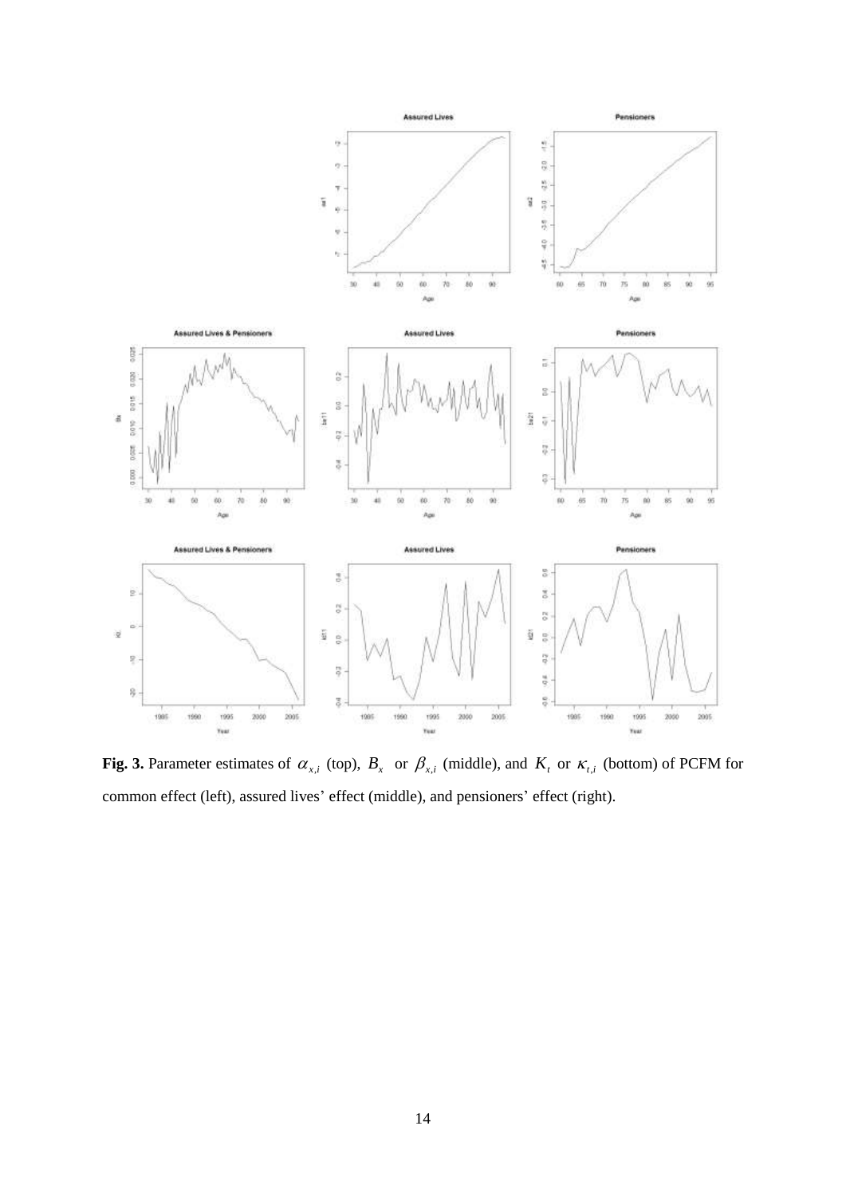**Fig. 3.** Parameter estimates of $\alpha_{x,i}$ (top), $B_x$ or $\beta_{x,i}$ (middle), and $K_t$ or $\kappa_{t,i}$ (bottom) of PCFM for common effect (left), assured lives' effect (middle), and pensioners' effect (right).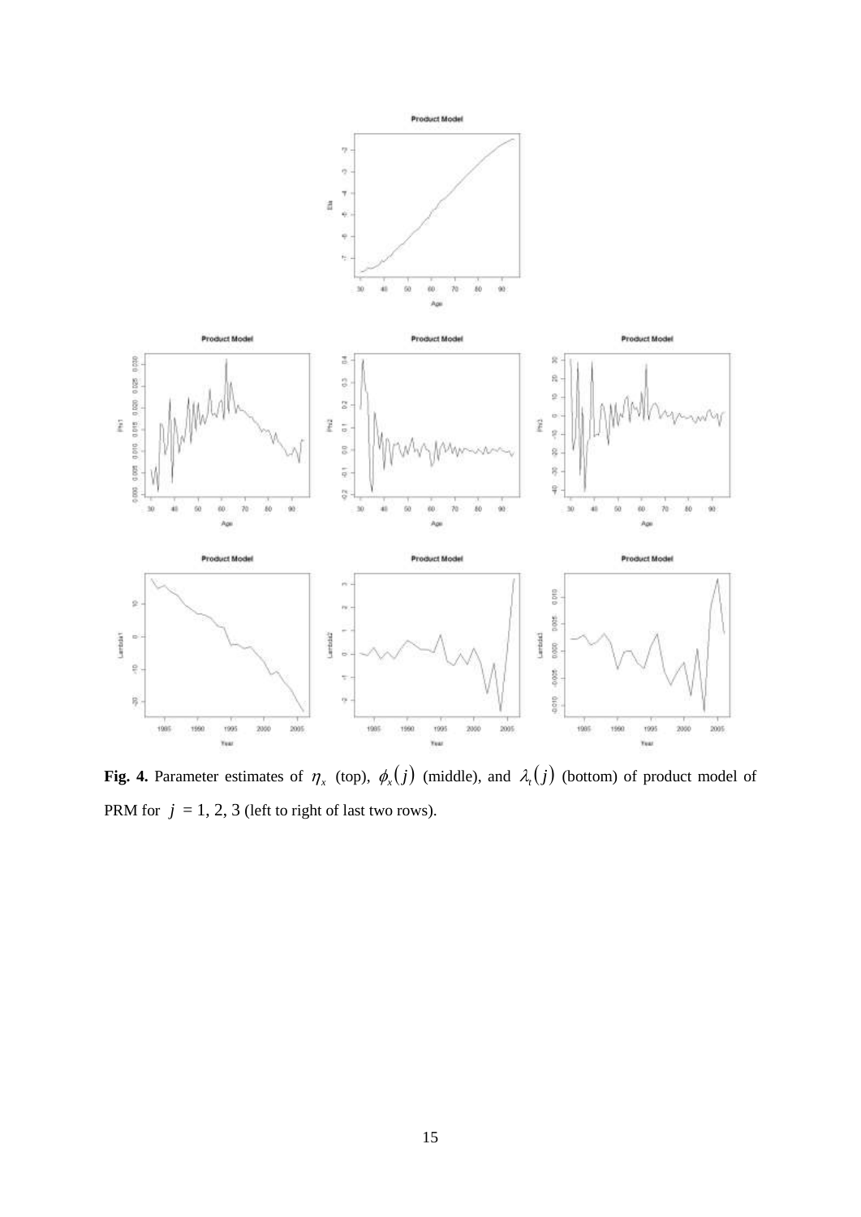**Fig. 4.** Parameter estimates of $\eta_x$ (top), $\phi_x(j)$ (middle), and $\lambda_t(j)$ (bottom) of product model of PRM for $j$ = 1, 2, 3 (left to right of last two rows).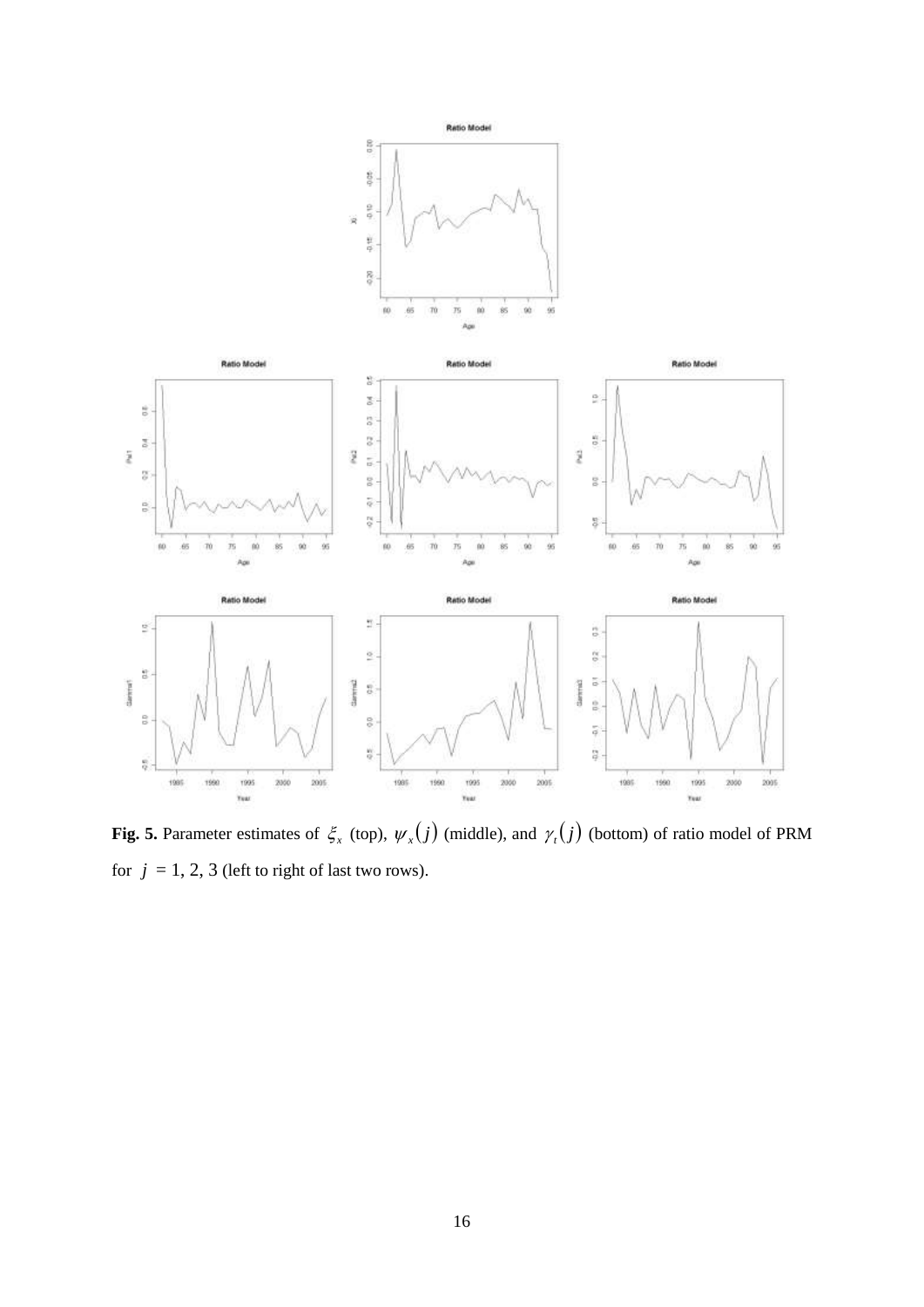**Fig. 5.** Parameter estimates of $\xi_x$ (top), $\psi_x(j)$ (middle), and $\gamma_t(j)$ (bottom) of ratio model of PRM for $j$ = 1, 2, 3 (left to right of last two rows).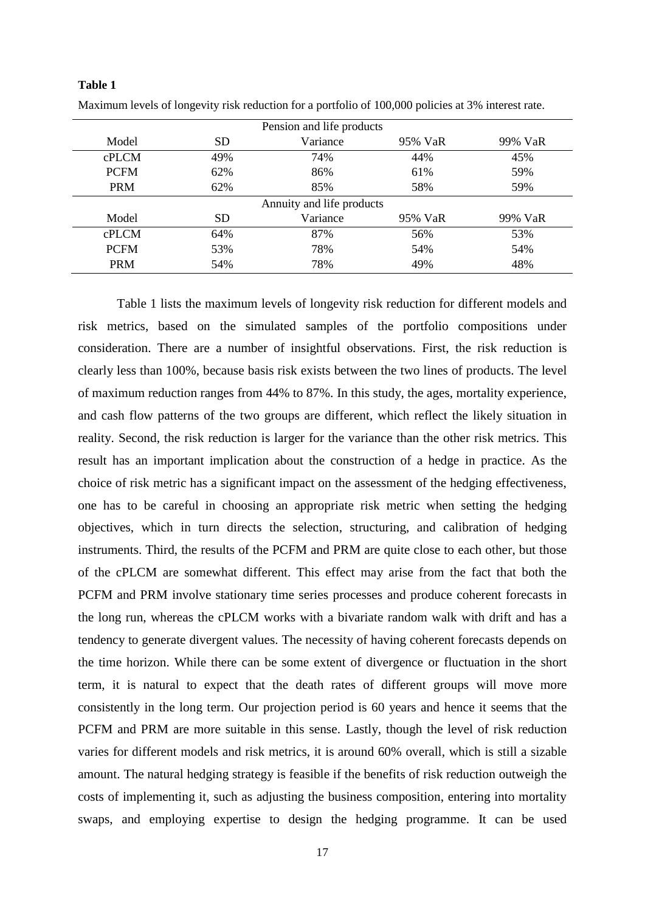**Table 1**

Maximum levels of longevity risk reduction for a portfolio of 100,000 policies at 3% interest rate.

| | | Pension and life products | | |
|---|---|---|---|---|
| Model | SD | Variance | 95% VaR | 99% VaR |
| cPLCM | 49% | 74% | 44% | 45% |
| PCFM | 62% | 86% | 61% | 59% |
| PRM | 62% | 85% | 58% | 59% |
| | | Annuity and life products | | |
| Model | SD | Variance | 95% VaR | 99% VaR |
| cPLCM | 64% | 87% | 56% | 53% |
| PCFM | 53% | 78% | 54% | 54% |
| PRM | 54% | 78% | 49% | 48% |

Table 1 lists the maximum levels of longevity risk reduction for different models and risk metrics, based on the simulated samples of the portfolio compositions under consideration. There are a number of insightful observations. First, the risk reduction is clearly less than 100%, because basis risk exists between the two lines of products. The level of maximum reduction ranges from 44% to 87%. In this study, the ages, mortality experience, and cash flow patterns of the two groups are different, which reflect the likely situation in reality. Second, the risk reduction is larger for the variance than the other risk metrics. This result has an important implication about the construction of a hedge in practice. As the choice of risk metric has a significant impact on the assessment of the hedging effectiveness, one has to be careful in choosing an appropriate risk metric when setting the hedging objectives, which in turn directs the selection, structuring, and calibration of hedging instruments. Third, the results of the PCFM and PRM are quite close to each other, but those of the cPLCM are somewhat different. This effect may arise from the fact that both the PCFM and PRM involve stationary time series processes and produce coherent forecasts in the long run, whereas the cPLCM works with a bivariate random walk with drift and has a tendency to generate divergent values. The necessity of having coherent forecasts depends on the time horizon. While there can be some extent of divergence or fluctuation in the short term, it is natural to expect that the death rates of different groups will move more consistently in the long term. Our projection period is 60 years and hence it seems that the PCFM and PRM are more suitable in this sense. Lastly, though the level of risk reduction varies for different models and risk metrics, it is around 60% overall, which is still a sizable amount. The natural hedging strategy is feasible if the benefits of risk reduction outweigh the costs of implementing it, such as adjusting the business composition, entering into mortality swaps, and employing expertise to design the hedging programme. It can be used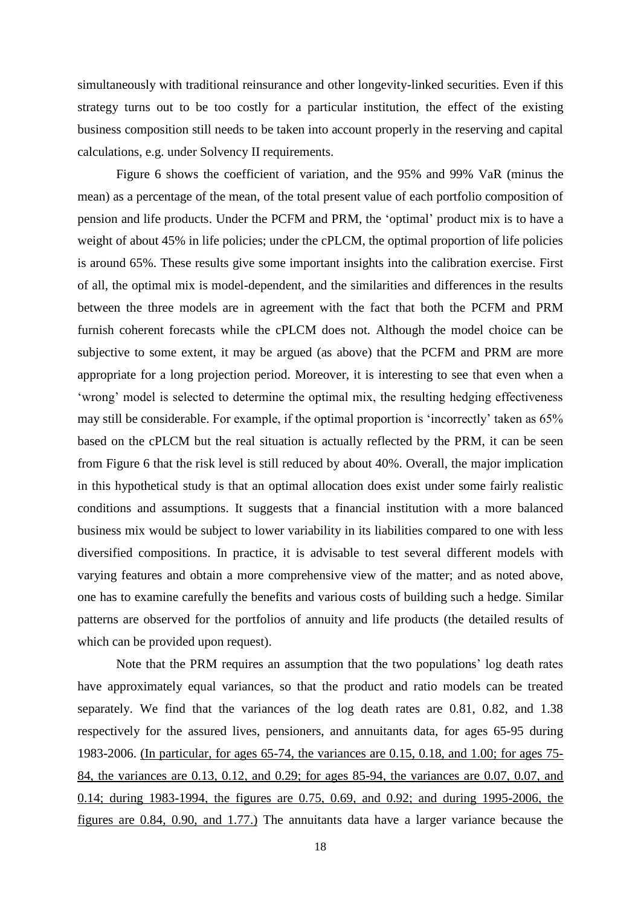simultaneously with traditional reinsurance and other longevity-linked securities. Even if this strategy turns out to be too costly for a particular institution, the effect of the existing business composition still needs to be taken into account properly in the reserving and capital calculations, e.g. under Solvency II requirements.

Figure 6 shows the coefficient of variation, and the 95% and 99% VaR (minus the mean) as a percentage of the mean, of the total present value of each portfolio composition of pension and life products. Under the PCFM and PRM, the 'optimal' product mix is to have a weight of about 45% in life policies; under the cPLCM, the optimal proportion of life policies is around 65%. These results give some important insights into the calibration exercise. First of all, the optimal mix is model-dependent, and the similarities and differences in the results between the three models are in agreement with the fact that both the PCFM and PRM furnish coherent forecasts while the cPLCM does not. Although the model choice can be subjective to some extent, it may be argued (as above) that the PCFM and PRM are more appropriate for a long projection period. Moreover, it is interesting to see that even when a 'wrong' model is selected to determine the optimal mix, the resulting hedging effectiveness may still be considerable. For example, if the optimal proportion is 'incorrectly' taken as 65% based on the cPLCM but the real situation is actually reflected by the PRM, it can be seen from Figure 6 that the risk level is still reduced by about 40%. Overall, the major implication in this hypothetical study is that an optimal allocation does exist under some fairly realistic conditions and assumptions. It suggests that a financial institution with a more balanced business mix would be subject to lower variability in its liabilities compared to one with less diversified compositions. In practice, it is advisable to test several different models with varying features and obtain a more comprehensive view of the matter; and as noted above, one has to examine carefully the benefits and various costs of building such a hedge. Similar patterns are observed for the portfolios of annuity and life products (the detailed results of which can be provided upon request).

Note that the PRM requires an assumption that the two populations' log death rates have approximately equal variances, so that the product and ratio models can be treated separately. We find that the variances of the log death rates are 0.81, 0.82, and 1.38 respectively for the assured lives, pensioners, and annuitants data, for ages 65-95 during 1983-2006. <u>(In particular, for ages 65-74, the variances are 0.15, 0.18, and 1.00; for ages 75-84, the variances are 0.13, 0.12, and 0.29; for ages 85-94, the variances are 0.07, 0.07, and 0.14; during 1983-1994, the figures are 0.75, 0.69, and 0.92; and during 1995-2006, the figures are 0.84, 0.90, and 1.77.)</u> The annuitants data have a larger variance because the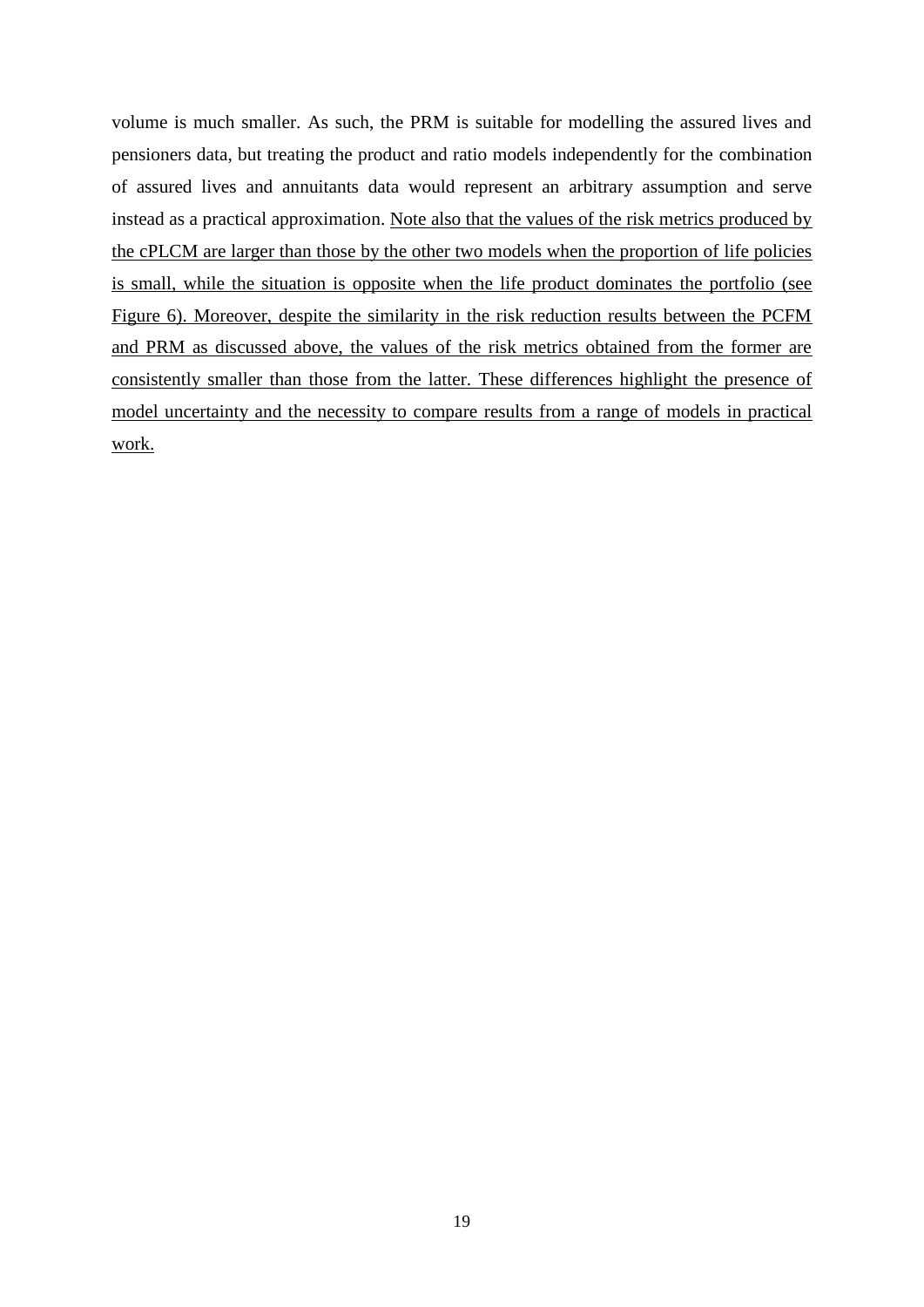volume is much smaller. As such, the PRM is suitable for modelling the assured lives and pensioners data, but treating the product and ratio models independently for the combination of assured lives and annuitants data would represent an arbitrary assumption and serve instead as a practical approximation. <u>Note also that the values of the risk metrics produced by the cPLCM are larger than those by the other two models when the proportion of life policies is small, while the situation is opposite when the life product dominates the portfolio (see Figure 6). Moreover, despite the similarity in the risk reduction results between the PCFM and PRM as discussed above, the values of the risk metrics obtained from the former are consistently smaller than those from the latter. These differences highlight the presence of model uncertainty and the necessity to compare results from a range of models in practical work.</u>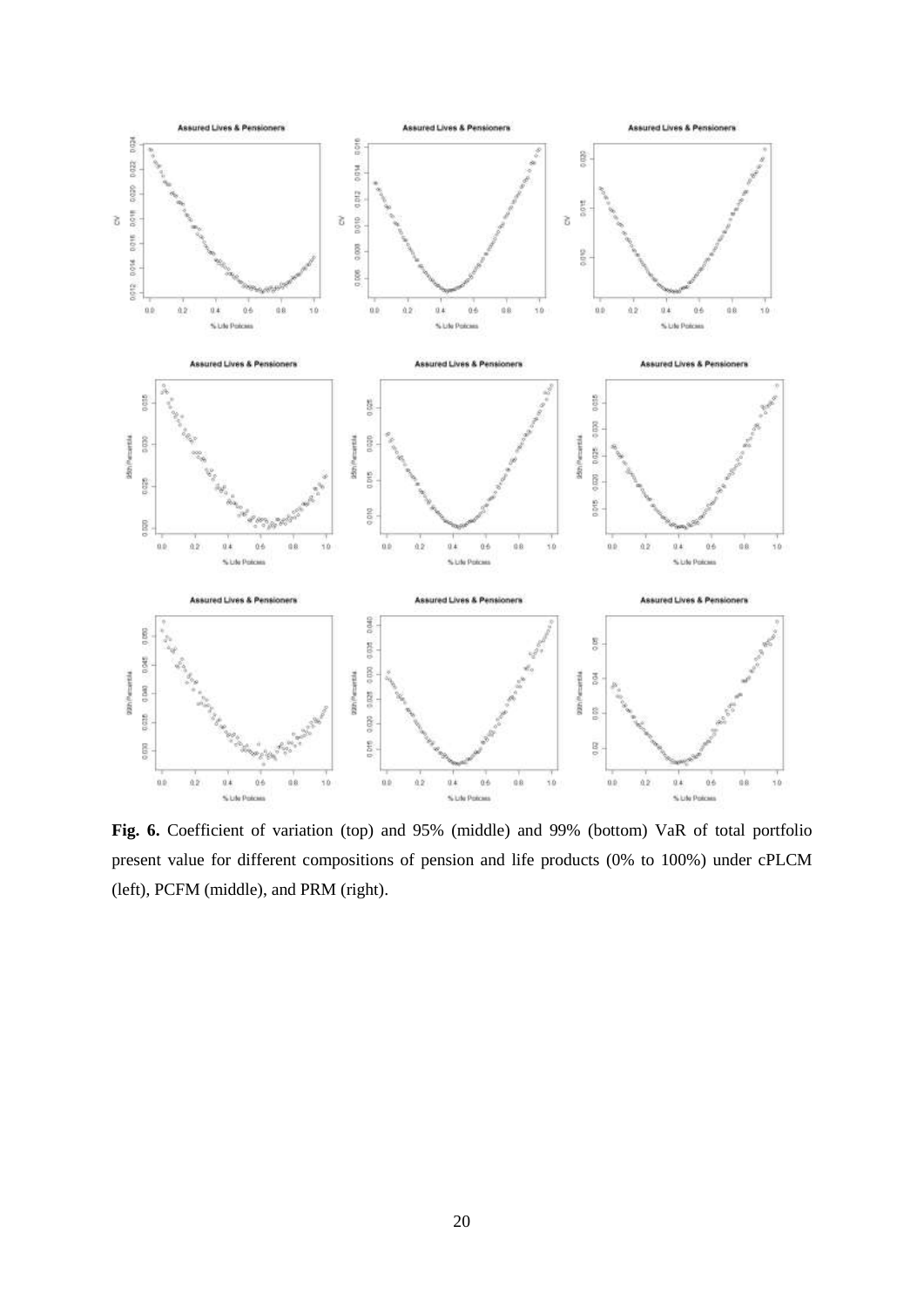**Fig. 6.** Coefficient of variation (top) and 95% (middle) and 99% (bottom) VaR of total portfolio present value for different compositions of pension and life products (0% to 100%) under cPLCM (left), PCFM (middle), and PRM (right).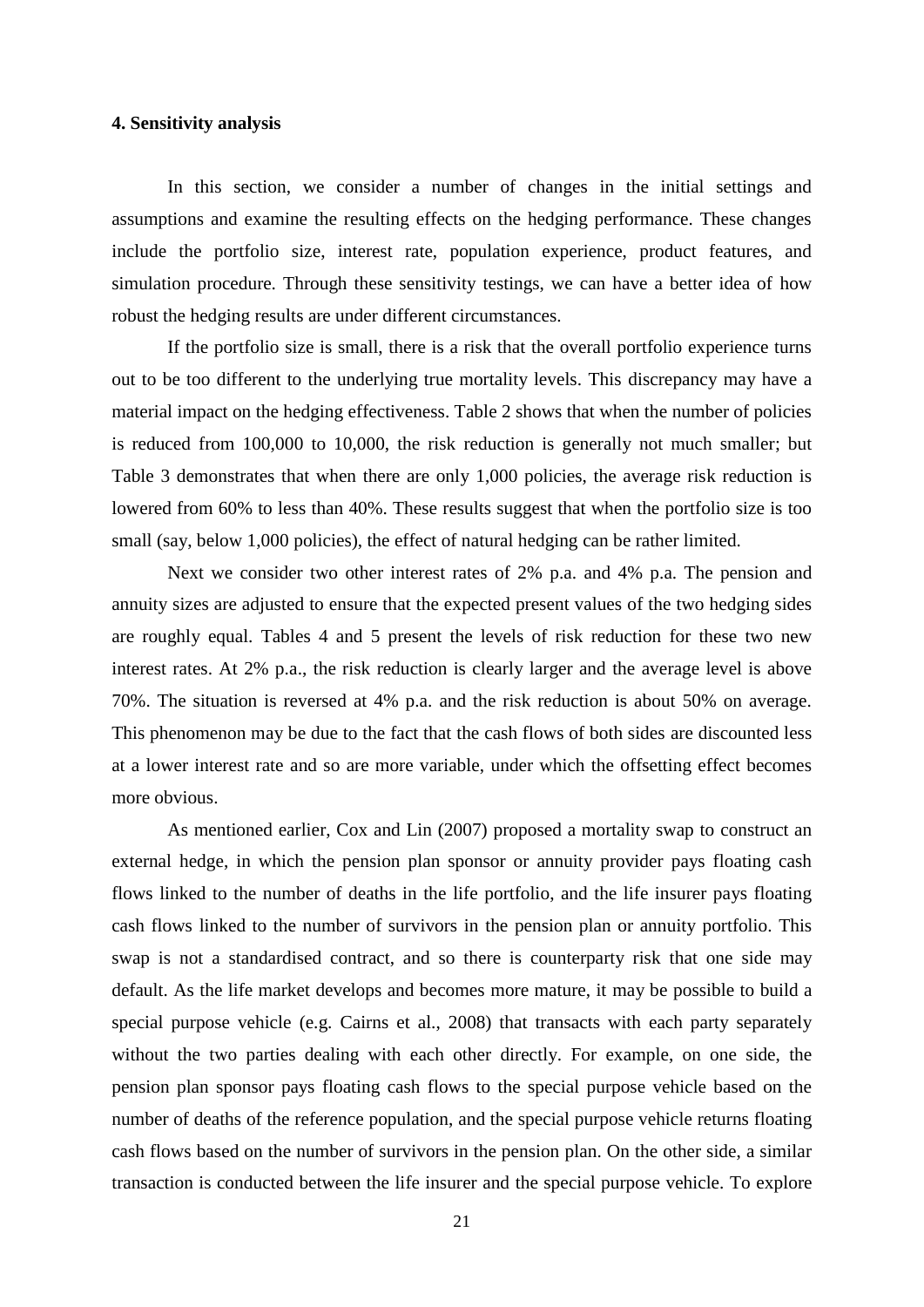## 4. Sensitivity analysis

In this section, we consider a number of changes in the initial settings and assumptions and examine the resulting effects on the hedging performance. These changes include the portfolio size, interest rate, population experience, product features, and simulation procedure. Through these sensitivity testings, we can have a better idea of how robust the hedging results are under different circumstances.

If the portfolio size is small, there is a risk that the overall portfolio experience turns out to be too different to the underlying true mortality levels. This discrepancy may have a material impact on the hedging effectiveness. Table 2 shows that when the number of policies is reduced from 100,000 to 10,000, the risk reduction is generally not much smaller; but Table 3 demonstrates that when there are only 1,000 policies, the average risk reduction is lowered from 60% to less than 40%. These results suggest that when the portfolio size is too small (say, below 1,000 policies), the effect of natural hedging can be rather limited.

Next we consider two other interest rates of 2% p.a. and 4% p.a. The pension and annuity sizes are adjusted to ensure that the expected present values of the two hedging sides are roughly equal. Tables 4 and 5 present the levels of risk reduction for these two new interest rates. At 2% p.a., the risk reduction is clearly larger and the average level is above 70%. The situation is reversed at 4% p.a. and the risk reduction is about 50% on average. This phenomenon may be due to the fact that the cash flows of both sides are discounted less at a lower interest rate and so are more variable, under which the offsetting effect becomes more obvious.

As mentioned earlier, Cox and Lin (2007) proposed a mortality swap to construct an external hedge, in which the pension plan sponsor or annuity provider pays floating cash flows linked to the number of deaths in the life portfolio, and the life insurer pays floating cash flows linked to the number of survivors in the pension plan or annuity portfolio. This swap is not a standardised contract, and so there is counterparty risk that one side may default. As the life market develops and becomes more mature, it may be possible to build a special purpose vehicle (e.g. Cairns et al., 2008) that transacts with each party separately without the two parties dealing with each other directly. For example, on one side, the pension plan sponsor pays floating cash flows to the special purpose vehicle based on the number of deaths of the reference population, and the special purpose vehicle returns floating cash flows based on the number of survivors in the pension plan. On the other side, a similar transaction is conducted between the life insurer and the special purpose vehicle. To explore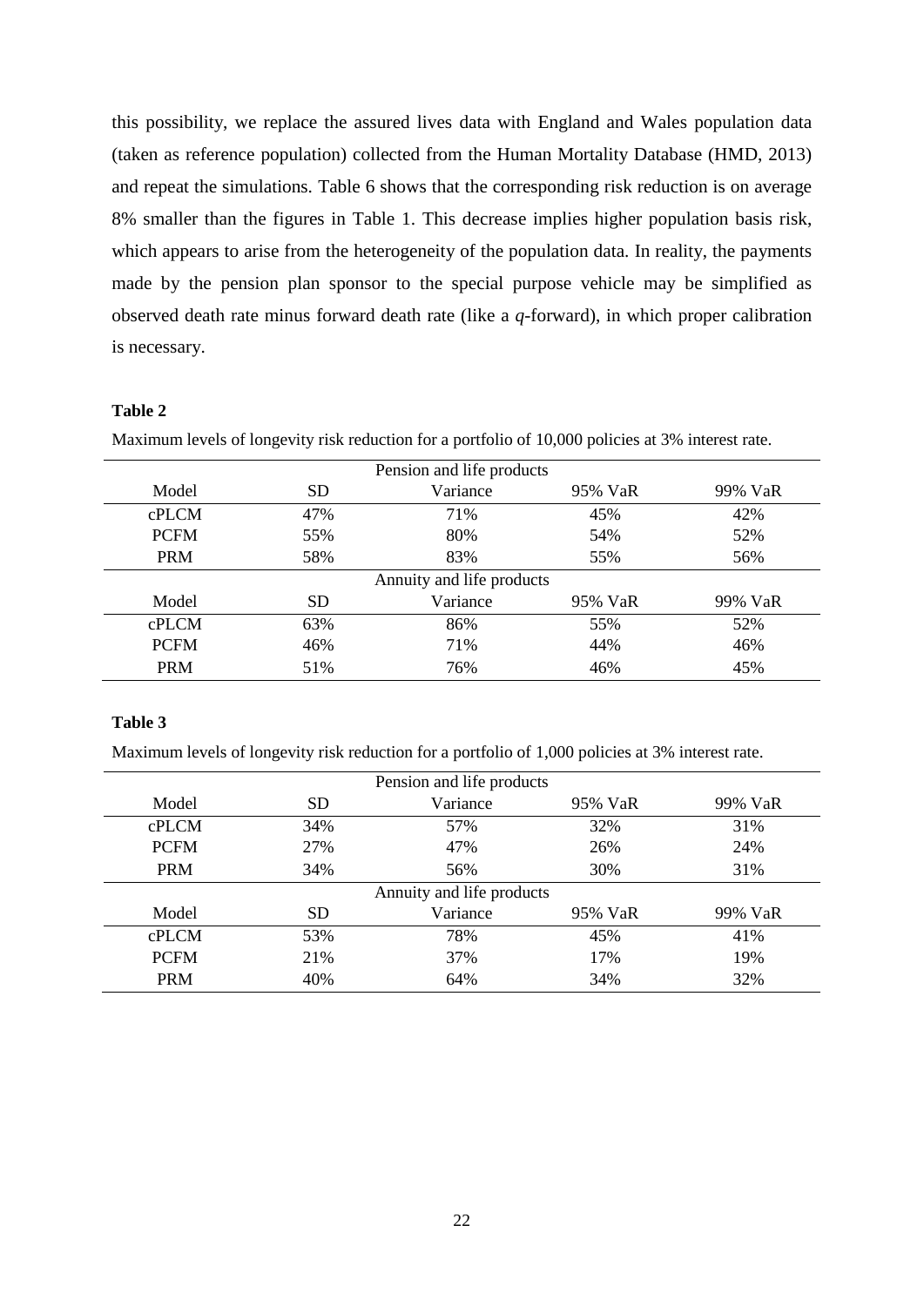this possibility, we replace the assured lives data with England and Wales population data (taken as reference population) collected from the Human Mortality Database (HMD, 2013) and repeat the simulations. Table 6 shows that the corresponding risk reduction is on average 8% smaller than the figures in Table 1. This decrease implies higher population basis risk, which appears to arise from the heterogeneity of the population data. In reality, the payments made by the pension plan sponsor to the special purpose vehicle may be simplified as observed death rate minus forward death rate (like a *q*-forward), in which proper calibration is necessary.

**Table 2**

Maximum levels of longevity risk reduction for a portfolio of 10,000 policies at 3% interest rate.

| | | Pension and life products | | |
|---|---|---|---|---|
| Model | SD | Variance | 95% VaR | 99% VaR |
| cPLCM | 47% | 71% | 45% | 42% |
| PCFM | 55% | 80% | 54% | 52% |
| PRM | 58% | 83% | 55% | 56% |
| | | Annuity and life products | | |
| Model | SD | Variance | 95% VaR | 99% VaR |
| cPLCM | 63% | 86% | 55% | 52% |
| PCFM | 46% | 71% | 44% | 46% |
| PRM | 51% | 76% | 46% | 45% |

**Table 3**

Maximum levels of longevity risk reduction for a portfolio of 1,000 policies at 3% interest rate.

| | | Pension and life products | | |
|---|---|---|---|---|
| Model | SD | Variance | 95% VaR | 99% VaR |
| cPLCM | 34% | 57% | 32% | 31% |
| PCFM | 27% | 47% | 26% | 24% |
| PRM | 34% | 56% | 30% | 31% |
| | | Annuity and life products | | |
| Model | SD | Variance | 95% VaR | 99% VaR |
| cPLCM | 53% | 78% | 45% | 41% |
| PCFM | 21% | 37% | 17% | 19% |
| PRM | 40% | 64% | 34% | 32% |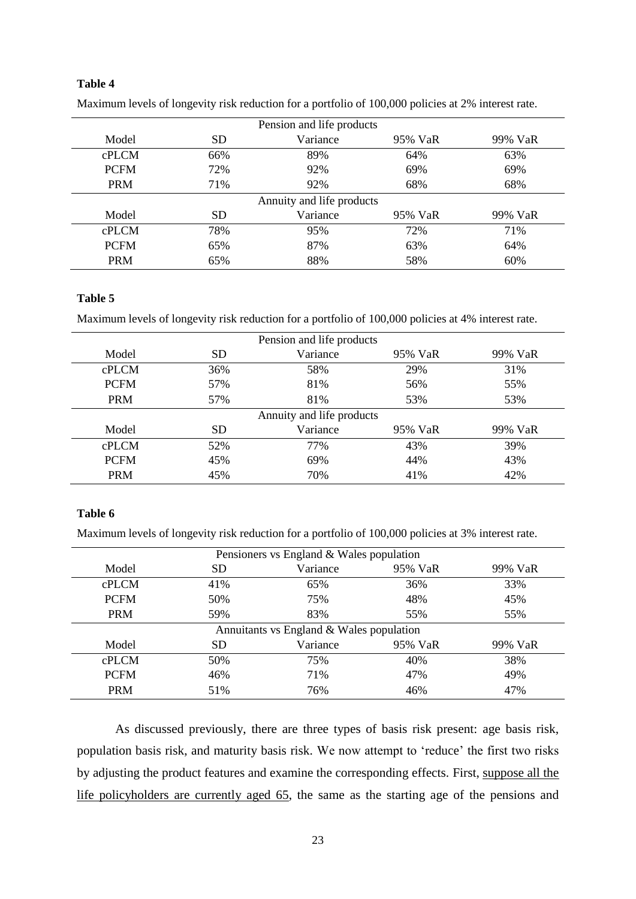**Table 4**

Maximum levels of longevity risk reduction for a portfolio of 100,000 policies at 2% interest rate.

| Pension and life products | | | | |
|---|---|---|---|---|
| Model | SD | Variance | 95% VaR | 99% VaR |
| cPLCM | 66% | 89% | 64% | 63% |
| PCFM | 72% | 92% | 69% | 69% |
| PRM | 71% | 92% | 68% | 68% |
| **Annuity and life products** | | | | |
| Model | SD | Variance | 95% VaR | 99% VaR |
| cPLCM | 78% | 95% | 72% | 71% |
| PCFM | 65% | 87% | 63% | 64% |
| PRM | 65% | 88% | 58% | 60% |

**Table 5**

Maximum levels of longevity risk reduction for a portfolio of 100,000 policies at 4% interest rate.

| Pension and life products | | | | |
|---|---|---|---|---|
| Model | SD | Variance | 95% VaR | 99% VaR |
| cPLCM | 36% | 58% | 29% | 31% |
| PCFM | 57% | 81% | 56% | 55% |
| PRM | 57% | 81% | 53% | 53% |
| **Annuity and life products** | | | | |
| Model | SD | Variance | 95% VaR | 99% VaR |
| cPLCM | 52% | 77% | 43% | 39% |
| PCFM | 45% | 69% | 44% | 43% |
| PRM | 45% | 70% | 41% | 42% |

**Table 6**

Maximum levels of longevity risk reduction for a portfolio of 100,000 policies at 3% interest rate.

| Pensioners vs England & Wales population | | | | |
|---|---|---|---|---|
| Model | SD | Variance | 95% VaR | 99% VaR |
| cPLCM | 41% | 65% | 36% | 33% |
| PCFM | 50% | 75% | 48% | 45% |
| PRM | 59% | 83% | 55% | 55% |
| **Annuitants vs England & Wales population** | | | | |
| Model | SD | Variance | 95% VaR | 99% VaR |
| cPLCM | 50% | 75% | 40% | 38% |
| PCFM | 46% | 71% | 47% | 49% |
| PRM | 51% | 76% | 46% | 47% |

As discussed previously, there are three types of basis risk present: age basis risk, population basis risk, and maturity basis risk. We now attempt to 'reduce' the first two risks by adjusting the product features and examine the corresponding effects. First, suppose all the life policyholders are currently aged 65, the same as the starting age of the pensions and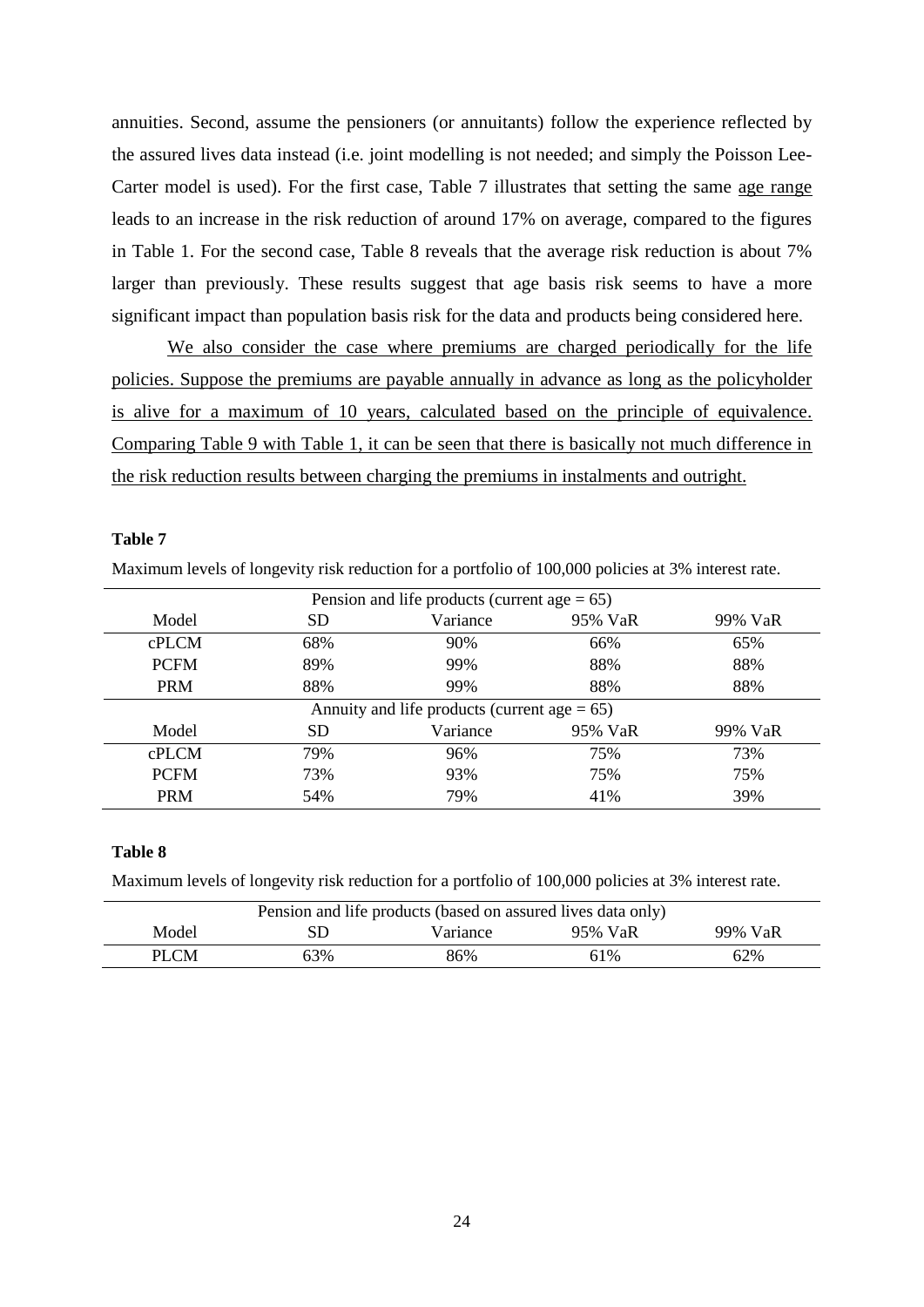annuities. Second, assume the pensioners (or annuitants) follow the experience reflected by the assured lives data instead (i.e. joint modelling is not needed; and simply the Poisson Lee-Carter model is used). For the first case, Table 7 illustrates that setting the same age range leads to an increase in the risk reduction of around 17% on average, compared to the figures in Table 1. For the second case, Table 8 reveals that the average risk reduction is about 7% larger than previously. These results suggest that age basis risk seems to have a more significant impact than population basis risk for the data and products being considered here.

We also consider the case where premiums are charged periodically for the life policies. Suppose the premiums are payable annually in advance as long as the policyholder is alive for a maximum of 10 years, calculated based on the principle of equivalence. Comparing Table 9 with Table 1, it can be seen that there is basically not much difference in the risk reduction results between charging the premiums in instalments and outright.

**Table 7**

Maximum levels of longevity risk reduction for a portfolio of 100,000 policies at 3% interest rate.

| Pension and life products (current age = 65) | | | | |
|---|---|---|---|---|
| Model | SD | Variance | 95% VaR | 99% VaR |
| cPLCM | 68% | 90% | 66% | 65% |
| PCFM | 89% | 99% | 88% | 88% |
| PRM | 88% | 99% | 88% | 88% |
| **Annuity and life products (current age = 65)** | | | | |
| Model | SD | Variance | 95% VaR | 99% VaR |
| cPLCM | 79% | 96% | 75% | 73% |
| PCFM | 73% | 93% | 75% | 75% |
| PRM | 54% | 79% | 41% | 39% |

**Table 8**

Maximum levels of longevity risk reduction for a portfolio of 100,000 policies at 3% interest rate.

| Pension and life products (based on assured lives data only) | | | | |
|---|---|---|---|---|
| Model | SD | Variance | 95% VaR | 99% VaR |
| PLCM | 63% | 86% | 61% | 62% |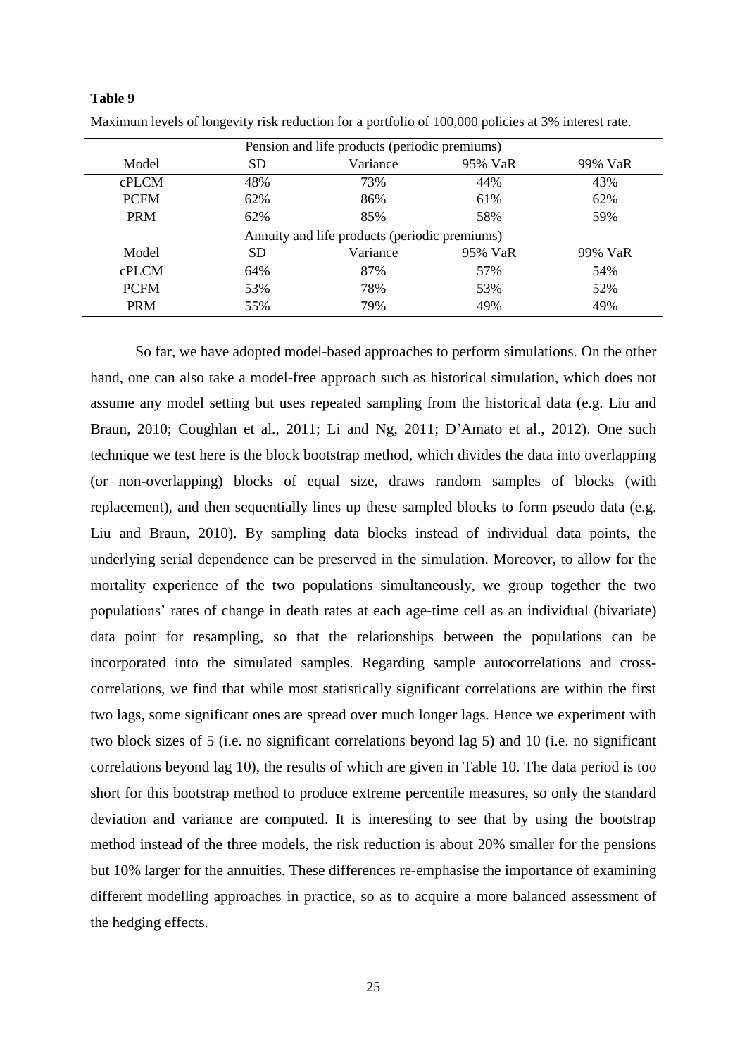**Table 9**

Maximum levels of longevity risk reduction for a portfolio of 100,000 policies at 3% interest rate.

| Pension and life products (periodic premiums) | | | | |
|---|---|---|---|---|
| Model | SD | Variance | 95% VaR | 99% VaR |
| cPLCM | 48% | 73% | 44% | 43% |
| PCFM | 62% | 86% | 61% | 62% |
| PRM | 62% | 85% | 58% | 59% |
| **Annuity and life products (periodic premiums)** | | | | |
| Model | SD | Variance | 95% VaR | 99% VaR |
| cPLCM | 64% | 87% | 57% | 54% |
| PCFM | 53% | 78% | 53% | 52% |
| PRM | 55% | 79% | 49% | 49% |

So far, we have adopted model-based approaches to perform simulations. On the other hand, one can also take a model-free approach such as historical simulation, which does not assume any model setting but uses repeated sampling from the historical data (e.g. Liu and Braun, 2010; Coughlan et al., 2011; Li and Ng, 2011; D'Amato et al., 2012). One such technique we test here is the block bootstrap method, which divides the data into overlapping (or non-overlapping) blocks of equal size, draws random samples of blocks (with replacement), and then sequentially lines up these sampled blocks to form pseudo data (e.g. Liu and Braun, 2010). By sampling data blocks instead of individual data points, the underlying serial dependence can be preserved in the simulation. Moreover, to allow for the mortality experience of the two populations simultaneously, we group together the two populations' rates of change in death rates at each age-time cell as an individual (bivariate) data point for resampling, so that the relationships between the populations can be incorporated into the simulated samples. Regarding sample autocorrelations and cross-correlations, we find that while most statistically significant correlations are within the first two lags, some significant ones are spread over much longer lags. Hence we experiment with two block sizes of 5 (i.e. no significant correlations beyond lag 5) and 10 (i.e. no significant correlations beyond lag 10), the results of which are given in Table 10. The data period is too short for this bootstrap method to produce extreme percentile measures, so only the standard deviation and variance are computed. It is interesting to see that by using the bootstrap method instead of the three models, the risk reduction is about 20% smaller for the pensions but 10% larger for the annuities. These differences re-emphasise the importance of examining different modelling approaches in practice, so as to acquire a more balanced assessment of the hedging effects.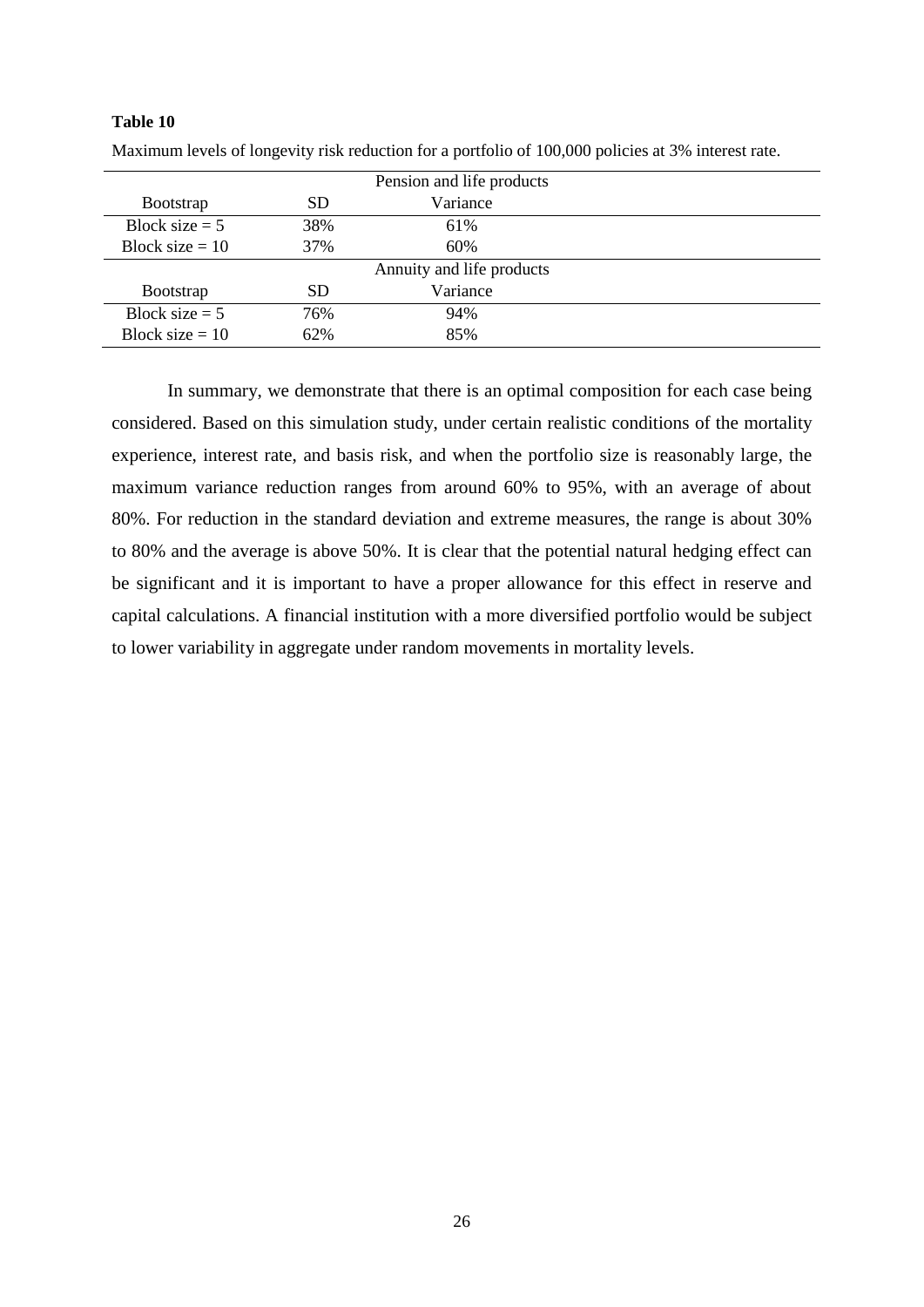**Table 10**

Maximum levels of longevity risk reduction for a portfolio of 100,000 policies at 3% interest rate.

| Pension and life products | | |
|---|---|---|
| Bootstrap | SD | Variance |
| Block size = 5 | 38% | 61% |
| Block size = 10 | 37% | 60% |
| **Annuity and life products** | | |
| Bootstrap | SD | Variance |
| Block size = 5 | 76% | 94% |
| Block size = 10 | 62% | 85% |

In summary, we demonstrate that there is an optimal composition for each case being considered. Based on this simulation study, under certain realistic conditions of the mortality experience, interest rate, and basis risk, and when the portfolio size is reasonably large, the maximum variance reduction ranges from around 60% to 95%, with an average of about 80%. For reduction in the standard deviation and extreme measures, the range is about 30% to 80% and the average is above 50%. It is clear that the potential natural hedging effect can be significant and it is important to have a proper allowance for this effect in reserve and capital calculations. A financial institution with a more diversified portfolio would be subject to lower variability in aggregate under random movements in mortality levels.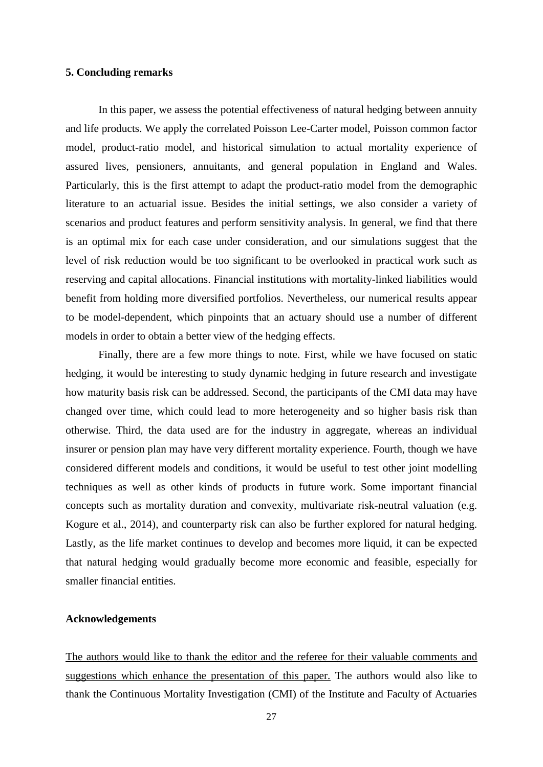**5. Concluding remarks**

In this paper, we assess the potential effectiveness of natural hedging between annuity and life products. We apply the correlated Poisson Lee-Carter model, Poisson common factor model, product-ratio model, and historical simulation to actual mortality experience of assured lives, pensioners, annuitants, and general population in England and Wales. Particularly, this is the first attempt to adapt the product-ratio model from the demographic literature to an actuarial issue. Besides the initial settings, we also consider a variety of scenarios and product features and perform sensitivity analysis. In general, we find that there is an optimal mix for each case under consideration, and our simulations suggest that the level of risk reduction would be too significant to be overlooked in practical work such as reserving and capital allocations. Financial institutions with mortality-linked liabilities would benefit from holding more diversified portfolios. Nevertheless, our numerical results appear to be model-dependent, which pinpoints that an actuary should use a number of different models in order to obtain a better view of the hedging effects.

Finally, there are a few more things to note. First, while we have focused on static hedging, it would be interesting to study dynamic hedging in future research and investigate how maturity basis risk can be addressed. Second, the participants of the CMI data may have changed over time, which could lead to more heterogeneity and so higher basis risk than otherwise. Third, the data used are for the industry in aggregate, whereas an individual insurer or pension plan may have very different mortality experience. Fourth, though we have considered different models and conditions, it would be useful to test other joint modelling techniques as well as other kinds of products in future work. Some important financial concepts such as mortality duration and convexity, multivariate risk-neutral valuation (e.g. Kogure et al., 2014), and counterparty risk can also be further explored for natural hedging. Lastly, as the life market continues to develop and becomes more liquid, it can be expected that natural hedging would gradually become more economic and feasible, especially for smaller financial entities.

**Acknowledgements**

The authors would like to thank the editor and the referee for their valuable comments and suggestions which enhance the presentation of this paper. The authors would also like to thank the Continuous Mortality Investigation (CMI) of the Institute and Faculty of Actuaries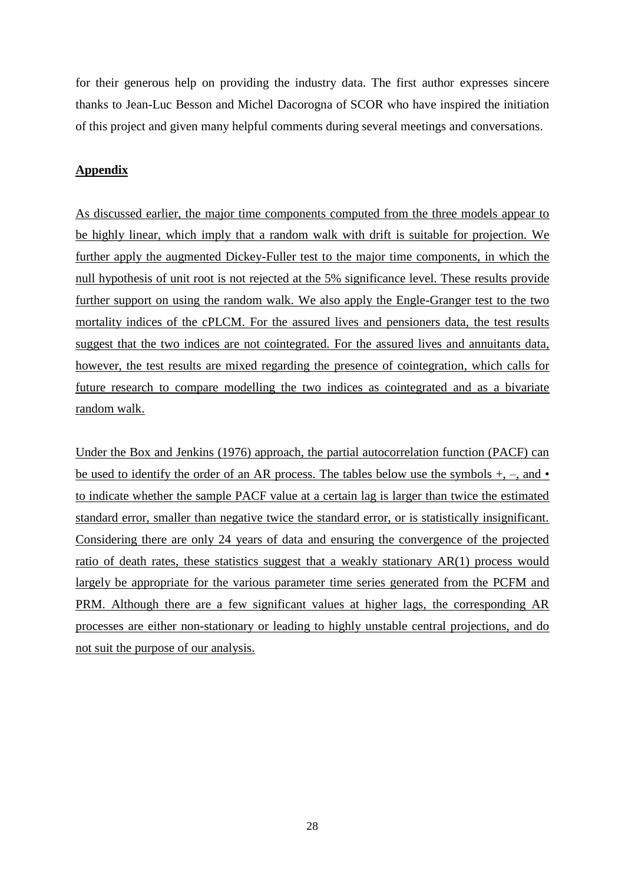for their generous help on providing the industry data. The first author expresses sincere thanks to Jean-Luc Besson and Michel Dacorogna of SCOR who have inspired the initiation of this project and given many helpful comments during several meetings and conversations.

## Appendix

As discussed earlier, the major time components computed from the three models appear to be highly linear, which imply that a random walk with drift is suitable for projection. We further apply the augmented Dickey-Fuller test to the major time components, in which the null hypothesis of unit root is not rejected at the 5% significance level. These results provide further support on using the random walk. We also apply the Engle-Granger test to the two mortality indices of the cPLCM. For the assured lives and pensioners data, the test results suggest that the two indices are not cointegrated. For the assured lives and annuitants data, however, the test results are mixed regarding the presence of cointegration, which calls for future research to compare modelling the two indices as cointegrated and as a bivariate random walk.

Under the Box and Jenkins (1976) approach, the partial autocorrelation function (PACF) can be used to identify the order of an AR process. The tables below use the symbols +, –, and • to indicate whether the sample PACF value at a certain lag is larger than twice the estimated standard error, smaller than negative twice the standard error, or is statistically insignificant. Considering there are only 24 years of data and ensuring the convergence of the projected ratio of death rates, these statistics suggest that a weakly stationary AR(1) process would largely be appropriate for the various parameter time series generated from the PCFM and PRM. Although there are a few significant values at higher lags, the corresponding AR processes are either non-stationary or leading to highly unstable central projections, and do not suit the purpose of our analysis.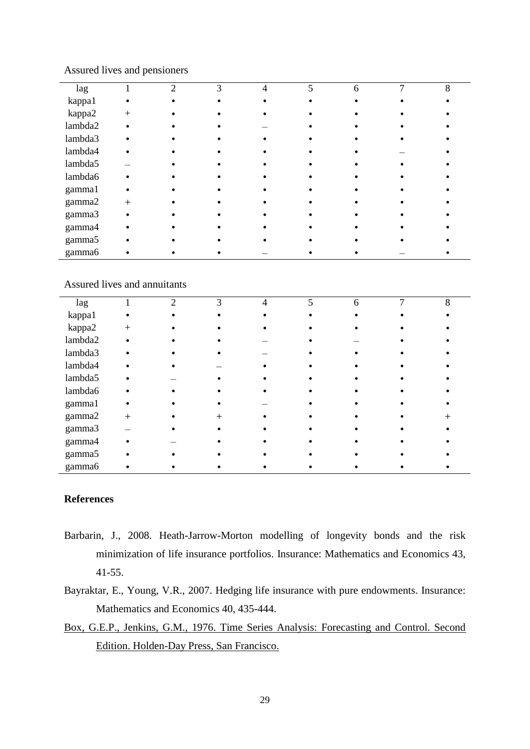Assured lives and pensioners

| lag | 1 | 2 | 3 | 4 | 5 | 6 | 7 | 8 |
|---|---|---|---|---|---|---|---|---|
| kappa1 | • | • | • | • | • | • | • | • |
| kappa2 | + | • | • | • | • | • | • | • |
| lambda2 | • | • | • | – | • | • | • | • |
| lambda3 | • | • | • | • | • | • | • | • |
| lambda4 | • | • | • | • | • | • | – | • |
| lambda5 | – | • | • | • | • | • | • | • |
| lambda6 | • | • | • | • | • | • | • | • |
| gamma1 | • | • | • | • | • | • | • | • |
| gamma2 | + | • | • | • | • | • | • | • |
| gamma3 | • | • | • | • | • | • | • | • |
| gamma4 | • | • | • | • | • | • | • | • |
| gamma5 | • | • | • | • | • | • | • | • |
| gamma6 | • | • | • | – | • | • | – | • |

Assured lives and annuitants

| lag | 1 | 2 | 3 | 4 | 5 | 6 | 7 | 8 |
|---|---|---|---|---|---|---|---|---|
| kappa1 | • | • | • | • | • | • | • | • |
| kappa2 | + | • | • | • | • | • | • | • |
| lambda2 | • | • | • | – | • | – | • | • |
| lambda3 | • | • | • | – | • | • | • | • |
| lambda4 | • | • | – | • | • | • | • | • |
| lambda5 | • | – | • | • | • | • | • | • |
| lambda6 | • | • | • | • | • | • | • | • |
| gamma1 | • | • | • | – | • | • | • | • |
| gamma2 | + | • | + | • | • | • | • | + |
| gamma3 | – | • | • | • | • | • | • | • |
| gamma4 | • | – | • | • | • | • | • | • |
| gamma5 | • | • | • | • | • | • | • | • |
| gamma6 | • | • | • | • | • | • | • | • |

## References

Barbarin, J., 2008. Heath-Jarrow-Morton modelling of longevity bonds and the risk minimization of life insurance portfolios. Insurance: Mathematics and Economics 43, 41-55.

Bayraktar, E., Young, V.R., 2007. Hedging life insurance with pure endowments. Insurance: Mathematics and Economics 40, 435-444.

Box, G.E.P., Jenkins, G.M., 1976. Time Series Analysis: Forecasting and Control. Second Edition. Holden-Day Press, San Francisco.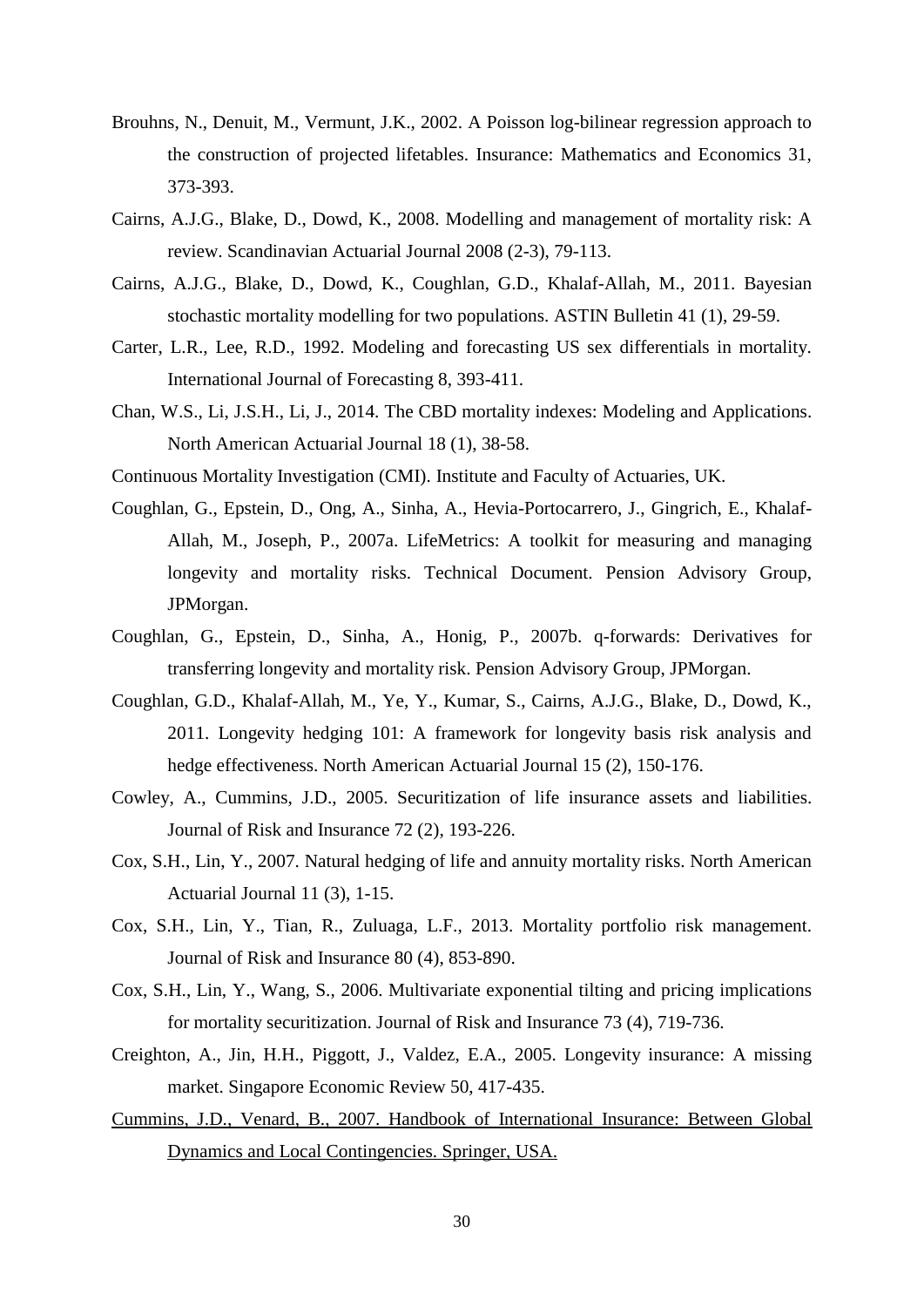Brouhns, N., Denuit, M., Vermunt, J.K., 2002. A Poisson log-bilinear regression approach to the construction of projected lifetables. Insurance: Mathematics and Economics 31, 373-393.

Cairns, A.J.G., Blake, D., Dowd, K., 2008. Modelling and management of mortality risk: A review. Scandinavian Actuarial Journal 2008 (2-3), 79-113.

Cairns, A.J.G., Blake, D., Dowd, K., Coughlan, G.D., Khalaf-Allah, M., 2011. Bayesian stochastic mortality modelling for two populations. ASTIN Bulletin 41 (1), 29-59.

Carter, L.R., Lee, R.D., 1992. Modeling and forecasting US sex differentials in mortality. International Journal of Forecasting 8, 393-411.

Chan, W.S., Li, J.S.H., Li, J., 2014. The CBD mortality indexes: Modeling and Applications. North American Actuarial Journal 18 (1), 38-58.

Continuous Mortality Investigation (CMI). Institute and Faculty of Actuaries, UK.

Coughlan, G., Epstein, D., Ong, A., Sinha, A., Hevia-Portocarrero, J., Gingrich, E., Khalaf-Allah, M., Joseph, P., 2007a. LifeMetrics: A toolkit for measuring and managing longevity and mortality risks. Technical Document. Pension Advisory Group, JPMorgan.

Coughlan, G., Epstein, D., Sinha, A., Honig, P., 2007b. q-forwards: Derivatives for transferring longevity and mortality risk. Pension Advisory Group, JPMorgan.

Coughlan, G.D., Khalaf-Allah, M., Ye, Y., Kumar, S., Cairns, A.J.G., Blake, D., Dowd, K., 2011. Longevity hedging 101: A framework for longevity basis risk analysis and hedge effectiveness. North American Actuarial Journal 15 (2), 150-176.

Cowley, A., Cummins, J.D., 2005. Securitization of life insurance assets and liabilities. Journal of Risk and Insurance 72 (2), 193-226.

Cox, S.H., Lin, Y., 2007. Natural hedging of life and annuity mortality risks. North American Actuarial Journal 11 (3), 1-15.

Cox, S.H., Lin, Y., Tian, R., Zuluaga, L.F., 2013. Mortality portfolio risk management. Journal of Risk and Insurance 80 (4), 853-890.

Cox, S.H., Lin, Y., Wang, S., 2006. Multivariate exponential tilting and pricing implications for mortality securitization. Journal of Risk and Insurance 73 (4), 719-736.

Creighton, A., Jin, H.H., Piggott, J., Valdez, E.A., 2005. Longevity insurance: A missing market. Singapore Economic Review 50, 417-435.

Cummins, J.D., Venard, B., 2007. Handbook of International Insurance: Between Global Dynamics and Local Contingencies. Springer, USA.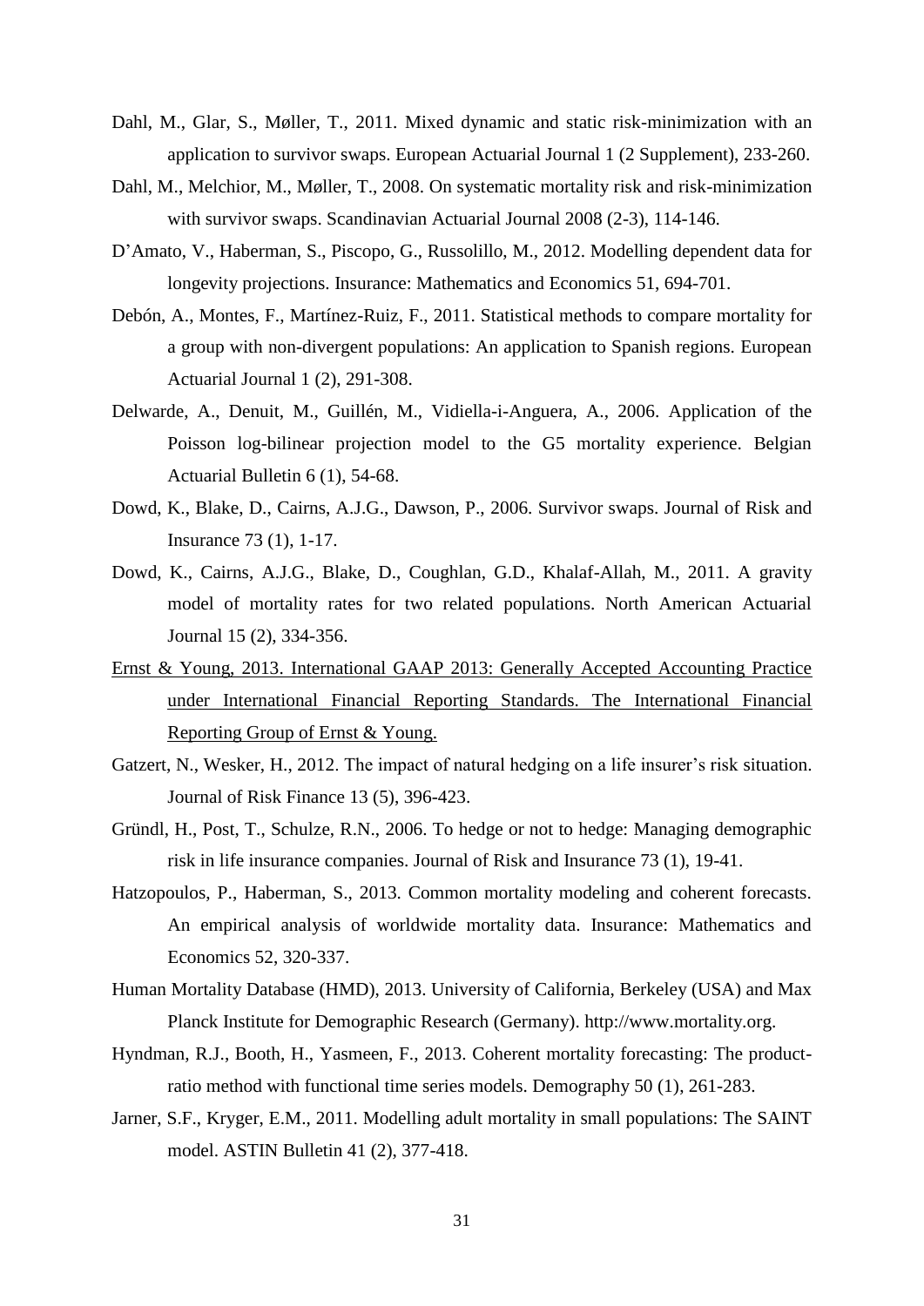Dahl, M., Glar, S., Møller, T., 2011. Mixed dynamic and static risk-minimization with an application to survivor swaps. European Actuarial Journal 1 (2 Supplement), 233-260.

Dahl, M., Melchior, M., Møller, T., 2008. On systematic mortality risk and risk-minimization with survivor swaps. Scandinavian Actuarial Journal 2008 (2-3), 114-146.

D'Amato, V., Haberman, S., Piscopo, G., Russolillo, M., 2012. Modelling dependent data for longevity projections. Insurance: Mathematics and Economics 51, 694-701.

Debón, A., Montes, F., Martínez-Ruiz, F., 2011. Statistical methods to compare mortality for a group with non-divergent populations: An application to Spanish regions. European Actuarial Journal 1 (2), 291-308.

Delwarde, A., Denuit, M., Guillén, M., Vidiella-i-Anguera, A., 2006. Application of the Poisson log-bilinear projection model to the G5 mortality experience. Belgian Actuarial Bulletin 6 (1), 54-68.

Dowd, K., Blake, D., Cairns, A.J.G., Dawson, P., 2006. Survivor swaps. Journal of Risk and Insurance 73 (1), 1-17.

Dowd, K., Cairns, A.J.G., Blake, D., Coughlan, G.D., Khalaf-Allah, M., 2011. A gravity model of mortality rates for two related populations. North American Actuarial Journal 15 (2), 334-356.

Ernst & Young, 2013. International GAAP 2013: Generally Accepted Accounting Practice under International Financial Reporting Standards. The International Financial Reporting Group of Ernst & Young.

Gatzert, N., Wesker, H., 2012. The impact of natural hedging on a life insurer's risk situation. Journal of Risk Finance 13 (5), 396-423.

Gründl, H., Post, T., Schulze, R.N., 2006. To hedge or not to hedge: Managing demographic risk in life insurance companies. Journal of Risk and Insurance 73 (1), 19-41.

Hatzopoulos, P., Haberman, S., 2013. Common mortality modeling and coherent forecasts. An empirical analysis of worldwide mortality data. Insurance: Mathematics and Economics 52, 320-337.

Human Mortality Database (HMD), 2013. University of California, Berkeley (USA) and Max Planck Institute for Demographic Research (Germany). http://www.mortality.org.

Hyndman, R.J., Booth, H., Yasmeen, F., 2013. Coherent mortality forecasting: The product-ratio method with functional time series models. Demography 50 (1), 261-283.

Jarner, S.F., Kryger, E.M., 2011. Modelling adult mortality in small populations: The SAINT model. ASTIN Bulletin 41 (2), 377-418.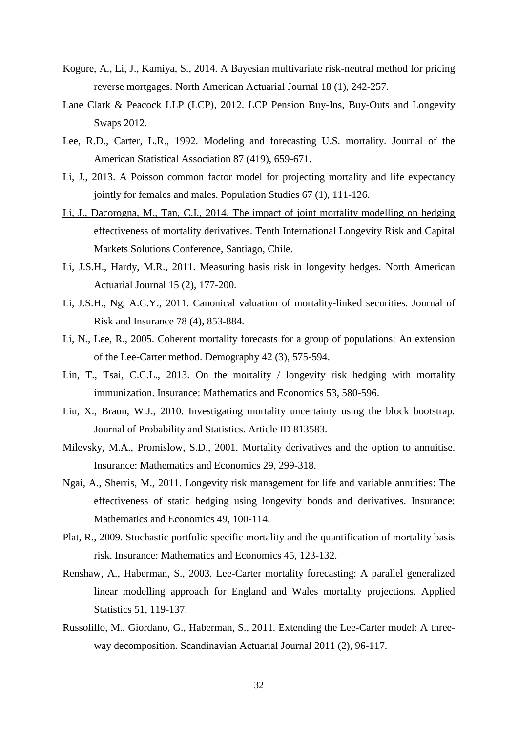Kogure, A., Li, J., Kamiya, S., 2014. A Bayesian multivariate risk-neutral method for pricing reverse mortgages. North American Actuarial Journal 18 (1), 242-257.

Lane Clark & Peacock LLP (LCP), 2012. LCP Pension Buy-Ins, Buy-Outs and Longevity Swaps 2012.

Lee, R.D., Carter, L.R., 1992. Modeling and forecasting U.S. mortality. Journal of the American Statistical Association 87 (419), 659-671.

Li, J., 2013. A Poisson common factor model for projecting mortality and life expectancy jointly for females and males. Population Studies 67 (1), 111-126.

<u>Li, J., Dacorogna, M., Tan, C.I., 2014. The impact of joint mortality modelling on hedging effectiveness of mortality derivatives. Tenth International Longevity Risk and Capital Markets Solutions Conference, Santiago, Chile.</u>

Li, J.S.H., Hardy, M.R., 2011. Measuring basis risk in longevity hedges. North American Actuarial Journal 15 (2), 177-200.

Li, J.S.H., Ng, A.C.Y., 2011. Canonical valuation of mortality-linked securities. Journal of Risk and Insurance 78 (4), 853-884.

Li, N., Lee, R., 2005. Coherent mortality forecasts for a group of populations: An extension of the Lee-Carter method. Demography 42 (3), 575-594.

Lin, T., Tsai, C.C.L., 2013. On the mortality / longevity risk hedging with mortality immunization. Insurance: Mathematics and Economics 53, 580-596.

Liu, X., Braun, W.J., 2010. Investigating mortality uncertainty using the block bootstrap. Journal of Probability and Statistics. Article ID 813583.

Milevsky, M.A., Promislow, S.D., 2001. Mortality derivatives and the option to annuitise. Insurance: Mathematics and Economics 29, 299-318.

Ngai, A., Sherris, M., 2011. Longevity risk management for life and variable annuities: The effectiveness of static hedging using longevity bonds and derivatives. Insurance: Mathematics and Economics 49, 100-114.

Plat, R., 2009. Stochastic portfolio specific mortality and the quantification of mortality basis risk. Insurance: Mathematics and Economics 45, 123-132.

Renshaw, A., Haberman, S., 2003. Lee-Carter mortality forecasting: A parallel generalized linear modelling approach for England and Wales mortality projections. Applied Statistics 51, 119-137.

Russolillo, M., Giordano, G., Haberman, S., 2011. Extending the Lee-Carter model: A three-way decomposition. Scandinavian Actuarial Journal 2011 (2), 96-117.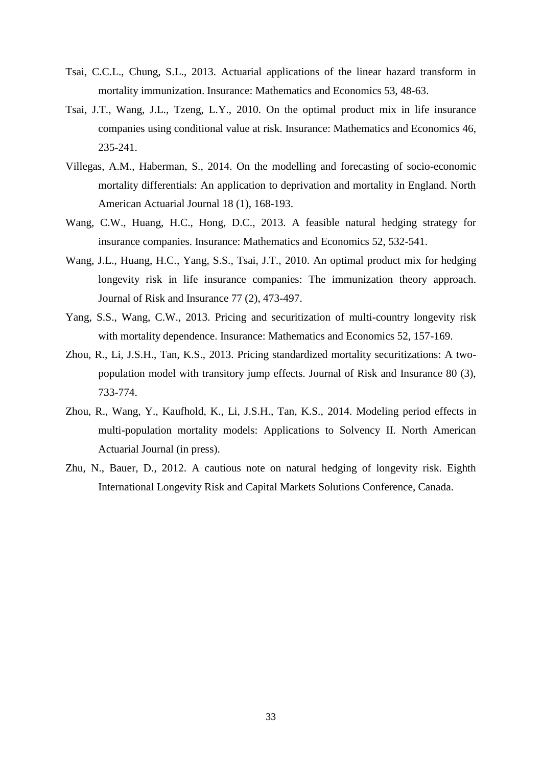Tsai, C.C.L., Chung, S.L., 2013. Actuarial applications of the linear hazard transform in mortality immunization. Insurance: Mathematics and Economics 53, 48-63.

Tsai, J.T., Wang, J.L., Tzeng, L.Y., 2010. On the optimal product mix in life insurance companies using conditional value at risk. Insurance: Mathematics and Economics 46, 235-241.

Villegas, A.M., Haberman, S., 2014. On the modelling and forecasting of socio-economic mortality differentials: An application to deprivation and mortality in England. North American Actuarial Journal 18 (1), 168-193.

Wang, C.W., Huang, H.C., Hong, D.C., 2013. A feasible natural hedging strategy for insurance companies. Insurance: Mathematics and Economics 52, 532-541.

Wang, J.L., Huang, H.C., Yang, S.S., Tsai, J.T., 2010. An optimal product mix for hedging longevity risk in life insurance companies: The immunization theory approach. Journal of Risk and Insurance 77 (2), 473-497.

Yang, S.S., Wang, C.W., 2013. Pricing and securitization of multi-country longevity risk with mortality dependence. Insurance: Mathematics and Economics 52, 157-169.

Zhou, R., Li, J.S.H., Tan, K.S., 2013. Pricing standardized mortality securitizations: A two-population model with transitory jump effects. Journal of Risk and Insurance 80 (3), 733-774.

Zhou, R., Wang, Y., Kaufhold, K., Li, J.S.H., Tan, K.S., 2014. Modeling period effects in multi-population mortality models: Applications to Solvency II. North American Actuarial Journal (in press).

Zhu, N., Bauer, D., 2012. A cautious note on natural hedging of longevity risk. Eighth International Longevity Risk and Capital Markets Solutions Conference, Canada.